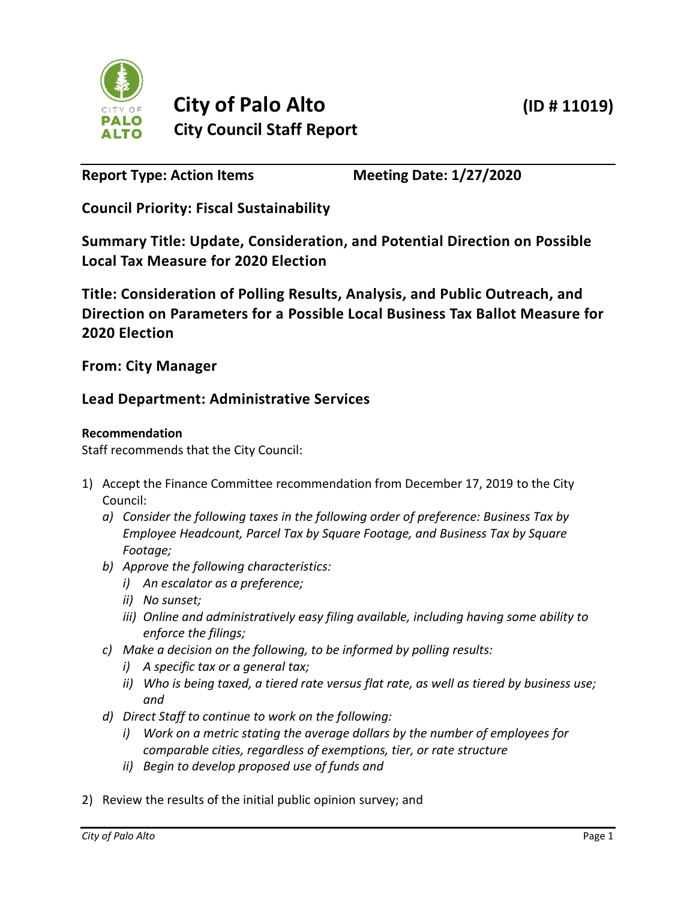# City of Palo Alto (ID # 11019)

## City Council Staff Report

**Report Type: Action Items** **Meeting Date: 1/27/2020**

**Council Priority: Fiscal Sustainability**

**Summary Title: Update, Consideration, and Potential Direction on Possible Local Tax Measure for 2020 Election**

**Title: Consideration of Polling Results, Analysis, and Public Outreach, and Direction on Parameters for a Possible Local Business Tax Ballot Measure for 2020 Election**

**From: City Manager**

**Lead Department: Administrative Services**

**Recommendation**

Staff recommends that the City Council:

1) Accept the Finance Committee recommendation from December 17, 2019 to the City Council:
   a) *Consider the following taxes in the following order of preference: Business Tax by Employee Headcount, Parcel Tax by Square Footage, and Business Tax by Square Footage;*
   b) *Approve the following characteristics:*
      i) *An escalator as a preference;*
      ii) *No sunset;*
      iii) *Online and administratively easy filing available, including having some ability to enforce the filings;*
   c) *Make a decision on the following, to be informed by polling results:*
      i) *A specific tax or a general tax;*
      ii) *Who is being taxed, a tiered rate versus flat rate, as well as tiered by business use; and*
   d) *Direct Staff to continue to work on the following:*
      i) *Work on a metric stating the average dollars by the number of employees for comparable cities, regardless of exemptions, tier, or rate structure*
      ii) *Begin to develop proposed use of funds and*
2) Review the results of the initial public opinion survey; and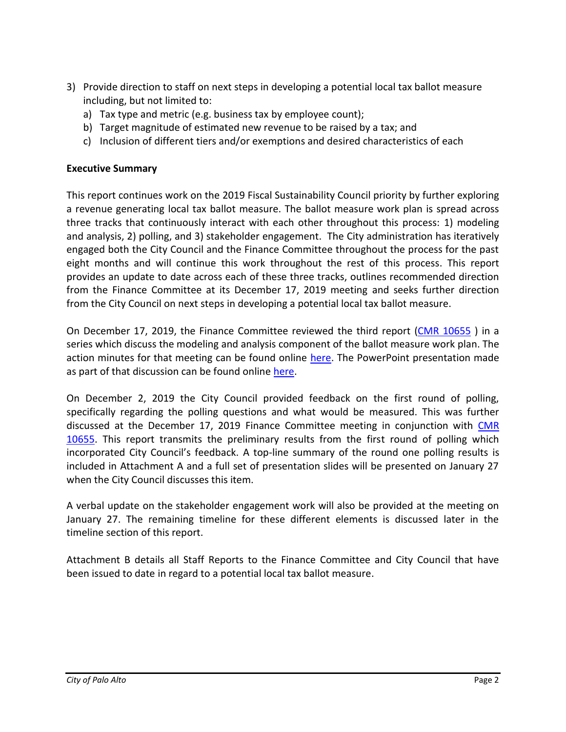3) Provide direction to staff on next steps in developing a potential local tax ballot measure including, but not limited to:
   a) Tax type and metric (e.g. business tax by employee count);
   b) Target magnitude of estimated new revenue to be raised by a tax; and
   c) Inclusion of different tiers and/or exemptions and desired characteristics of each

**Executive Summary**

This report continues work on the 2019 Fiscal Sustainability Council priority by further exploring a revenue generating local tax ballot measure. The ballot measure work plan is spread across three tracks that continuously interact with each other throughout this process: 1) modeling and analysis, 2) polling, and 3) stakeholder engagement. The City administration has iteratively engaged both the City Council and the Finance Committee throughout the process for the past eight months and will continue this work throughout the rest of this process. This report provides an update to date across each of these three tracks, outlines recommended direction from the Finance Committee at its December 17, 2019 meeting and seeks further direction from the City Council on next steps in developing a potential local tax ballot measure.

On December 17, 2019, the Finance Committee reviewed the third report (CMR 10655 ) in a series which discuss the modeling and analysis component of the ballot measure work plan. The action minutes for that meeting can be found online here. The PowerPoint presentation made as part of that discussion can be found online here.

On December 2, 2019 the City Council provided feedback on the first round of polling, specifically regarding the polling questions and what would be measured. This was further discussed at the December 17, 2019 Finance Committee meeting in conjunction with CMR 10655. This report transmits the preliminary results from the first round of polling which incorporated City Council's feedback. A top-line summary of the round one polling results is included in Attachment A and a full set of presentation slides will be presented on January 27 when the City Council discusses this item.

A verbal update on the stakeholder engagement work will also be provided at the meeting on January 27. The remaining timeline for these different elements is discussed later in the timeline section of this report.

Attachment B details all Staff Reports to the Finance Committee and City Council that have been issued to date in regard to a potential local tax ballot measure.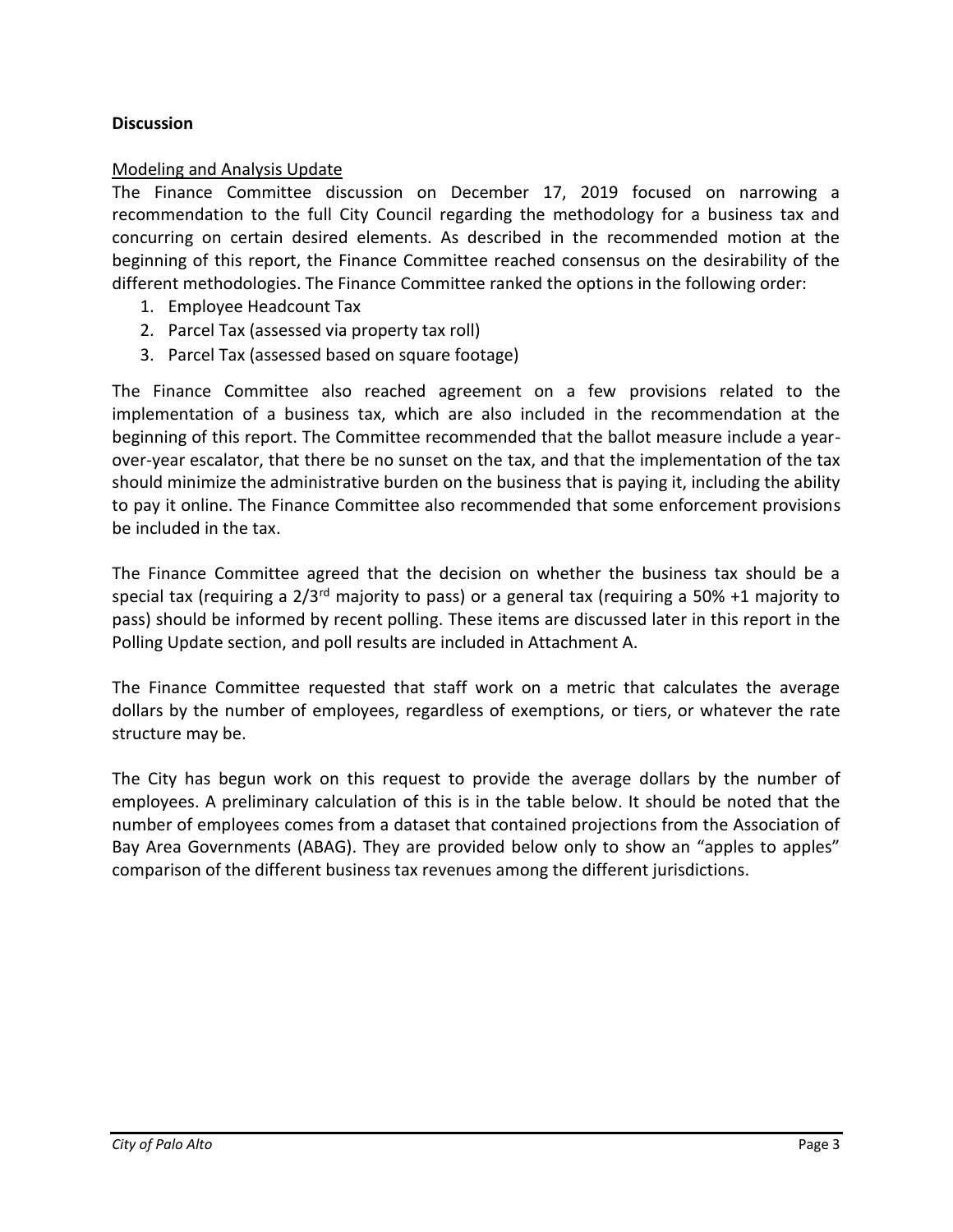**Discussion**

Modeling and Analysis Update

The Finance Committee discussion on December 17, 2019 focused on narrowing a recommendation to the full City Council regarding the methodology for a business tax and concurring on certain desired elements. As described in the recommended motion at the beginning of this report, the Finance Committee reached consensus on the desirability of the different methodologies. The Finance Committee ranked the options in the following order:

1. Employee Headcount Tax
2. Parcel Tax (assessed via property tax roll)
3. Parcel Tax (assessed based on square footage)

The Finance Committee also reached agreement on a few provisions related to the implementation of a business tax, which are also included in the recommendation at the beginning of this report. The Committee recommended that the ballot measure include a year-over-year escalator, that there be no sunset on the tax, and that the implementation of the tax should minimize the administrative burden on the business that is paying it, including the ability to pay it online. The Finance Committee also recommended that some enforcement provisions be included in the tax.

The Finance Committee agreed that the decision on whether the business tax should be a special tax (requiring a 2/3rd majority to pass) or a general tax (requiring a 50% +1 majority to pass) should be informed by recent polling. These items are discussed later in this report in the Polling Update section, and poll results are included in Attachment A.

The Finance Committee requested that staff work on a metric that calculates the average dollars by the number of employees, regardless of exemptions, or tiers, or whatever the rate structure may be.

The City has begun work on this request to provide the average dollars by the number of employees. A preliminary calculation of this is in the table below. It should be noted that the number of employees comes from a dataset that contained projections from the Association of Bay Area Governments (ABAG). They are provided below only to show an "apples to apples" comparison of the different business tax revenues among the different jurisdictions.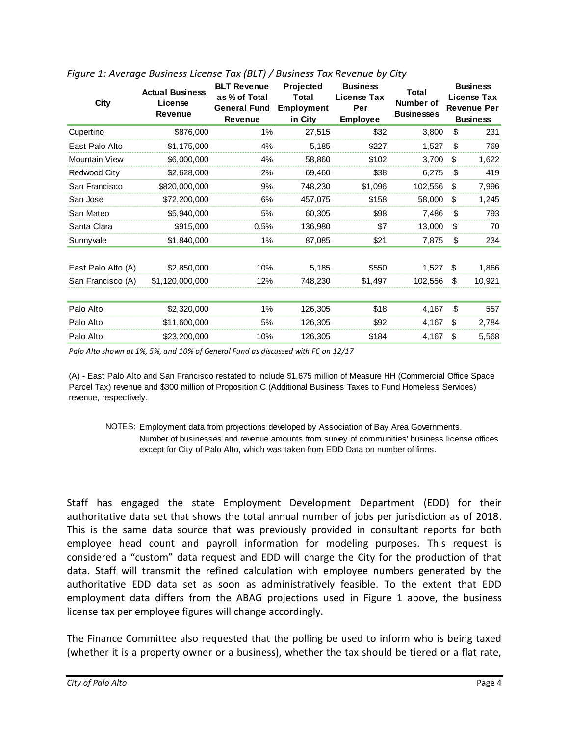*Figure 1: Average Business License Tax (BLT) / Business Tax Revenue by City*

| City | Actual Business License Revenue | BLT Revenue as % of Total General Fund Revenue | Projected Total Employment in City | Business License Tax Per Employee | Total Number of Businesses | Business License Tax Revenue Per Business |
|---|---|---|---|---|---|---|
| Cupertino | $876,000 | 1% | 27,515 | $32 | 3,800 | $ 231 |
| East Palo Alto | $1,175,000 | 4% | 5,185 | $227 | 1,527 | $ 769 |
| Mountain View | $6,000,000 | 4% | 58,860 | $102 | 3,700 | $ 1,622 |
| Redwood City | $2,628,000 | 2% | 69,460 | $38 | 6,275 | $ 419 |
| San Francisco | $820,000,000 | 9% | 748,230 | $1,096 | 102,556 | $ 7,996 |
| San Jose | $72,200,000 | 6% | 457,075 | $158 | 58,000 | $ 1,245 |
| San Mateo | $5,940,000 | 5% | 60,305 | $98 | 7,486 | $ 793 |
| Santa Clara | $915,000 | 0.5% | 136,980 | $7 | 13,000 | $ 70 |
| Sunnyvale | $1,840,000 | 1% | 87,085 | $21 | 7,875 | $ 234 |
| East Palo Alto (A) | $2,850,000 | 10% | 5,185 | $550 | 1,527 | $ 1,866 |
| San Francisco (A) | $1,120,000,000 | 12% | 748,230 | $1,497 | 102,556 | $ 10,921 |
| Palo Alto | $2,320,000 | 1% | 126,305 | $18 | 4,167 | $ 557 |
| Palo Alto | $11,600,000 | 5% | 126,305 | $92 | 4,167 | $ 2,784 |
| Palo Alto | $23,200,000 | 10% | 126,305 | $184 | 4,167 | $ 5,568 |

*Palo Alto shown at 1%, 5%, and 10% of General Fund as discussed with FC on 12/17*

(A) - East Palo Alto and San Francisco restated to include $1.675 million of Measure HH (Commercial Office Space Parcel Tax) revenue and $300 million of Proposition C (Additional Business Taxes to Fund Homeless Services) revenue, respectively.

NOTES: Employment data from projections developed by Association of Bay Area Governments. Number of businesses and revenue amounts from survey of communities' business license offices except for City of Palo Alto, which was taken from EDD Data on number of firms.

Staff has engaged the state Employment Development Department (EDD) for their authoritative data set that shows the total annual number of jobs per jurisdiction as of 2018. This is the same data source that was previously provided in consultant reports for both employee head count and payroll information for modeling purposes. This request is considered a "custom" data request and EDD will charge the City for the production of that data. Staff will transmit the refined calculation with employee numbers generated by the authoritative EDD data set as soon as administratively feasible. To the extent that EDD employment data differs from the ABAG projections used in Figure 1 above, the business license tax per employee figures will change accordingly.

The Finance Committee also requested that the polling be used to inform who is being taxed (whether it is a property owner or a business), whether the tax should be tiered or a flat rate,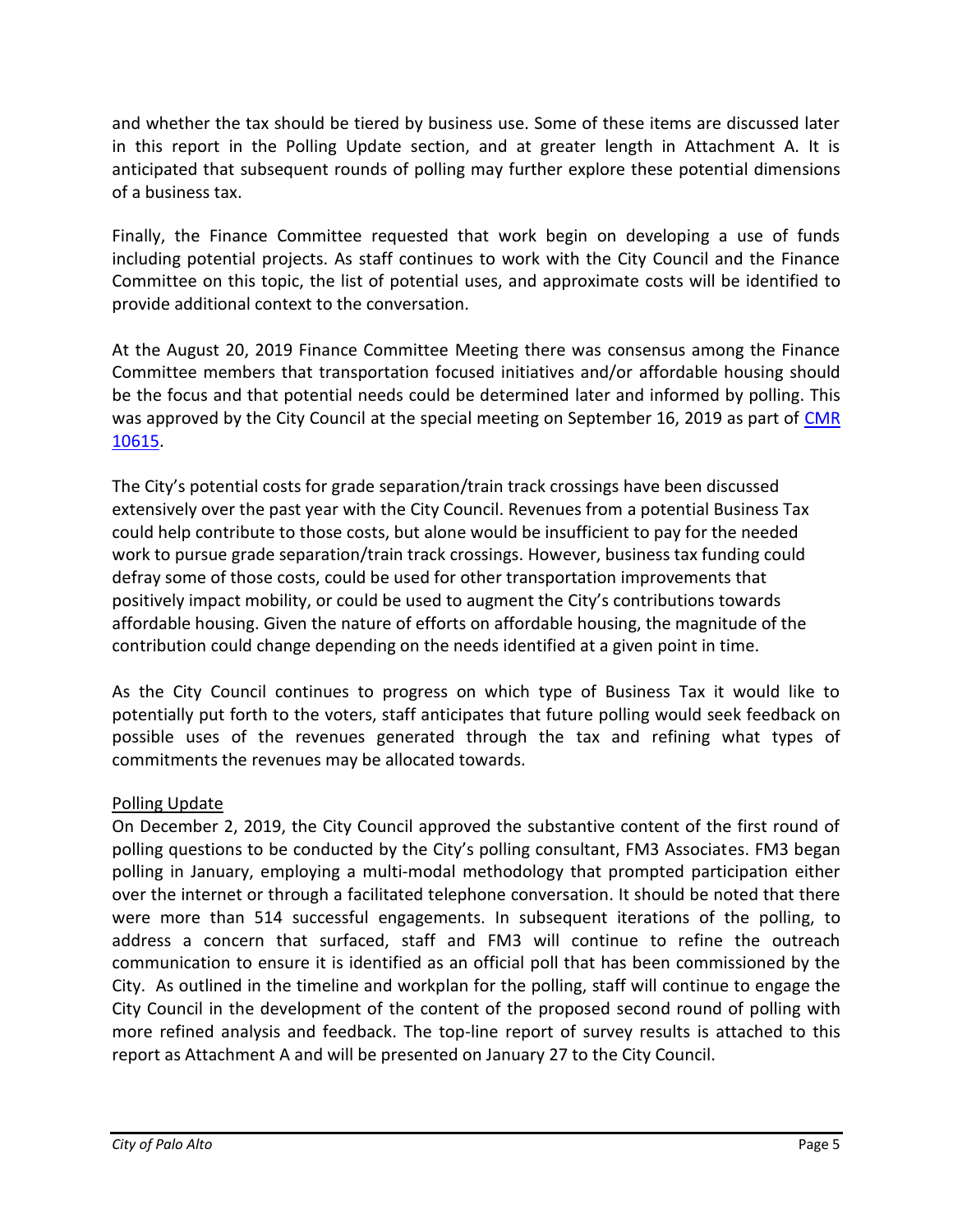and whether the tax should be tiered by business use. Some of these items are discussed later in this report in the Polling Update section, and at greater length in Attachment A. It is anticipated that subsequent rounds of polling may further explore these potential dimensions of a business tax.

Finally, the Finance Committee requested that work begin on developing a use of funds including potential projects. As staff continues to work with the City Council and the Finance Committee on this topic, the list of potential uses, and approximate costs will be identified to provide additional context to the conversation.

At the August 20, 2019 Finance Committee Meeting there was consensus among the Finance Committee members that transportation focused initiatives and/or affordable housing should be the focus and that potential needs could be determined later and informed by polling. This was approved by the City Council at the special meeting on September 16, 2019 as part of CMR 10615.

The City's potential costs for grade separation/train track crossings have been discussed extensively over the past year with the City Council. Revenues from a potential Business Tax could help contribute to those costs, but alone would be insufficient to pay for the needed work to pursue grade separation/train track crossings. However, business tax funding could defray some of those costs, could be used for other transportation improvements that positively impact mobility, or could be used to augment the City's contributions towards affordable housing. Given the nature of efforts on affordable housing, the magnitude of the contribution could change depending on the needs identified at a given point in time.

As the City Council continues to progress on which type of Business Tax it would like to potentially put forth to the voters, staff anticipates that future polling would seek feedback on possible uses of the revenues generated through the tax and refining what types of commitments the revenues may be allocated towards.

## Polling Update

On December 2, 2019, the City Council approved the substantive content of the first round of polling questions to be conducted by the City's polling consultant, FM3 Associates. FM3 began polling in January, employing a multi-modal methodology that prompted participation either over the internet or through a facilitated telephone conversation. It should be noted that there were more than 514 successful engagements. In subsequent iterations of the polling, to address a concern that surfaced, staff and FM3 will continue to refine the outreach communication to ensure it is identified as an official poll that has been commissioned by the City. As outlined in the timeline and workplan for the polling, staff will continue to engage the City Council in the development of the content of the proposed second round of polling with more refined analysis and feedback. The top-line report of survey results is attached to this report as Attachment A and will be presented on January 27 to the City Council.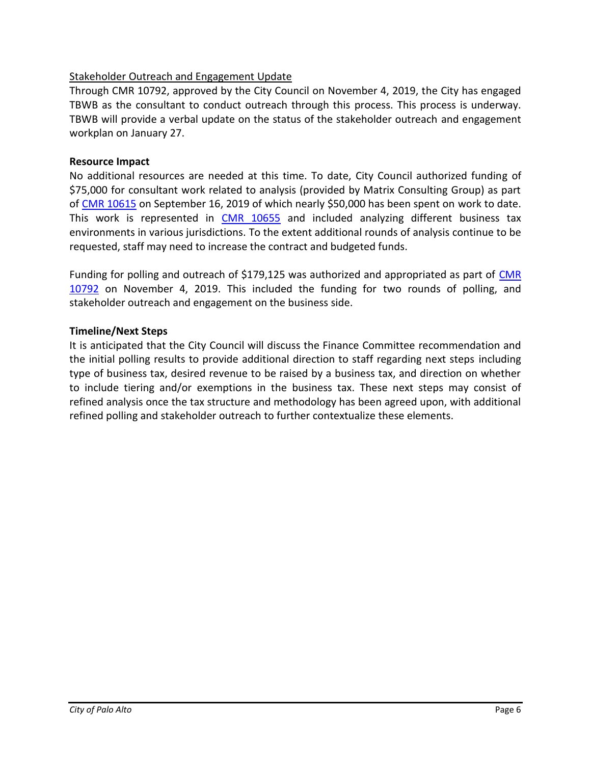Stakeholder Outreach and Engagement Update

Through CMR 10792, approved by the City Council on November 4, 2019, the City has engaged TBWB as the consultant to conduct outreach through this process. This process is underway. TBWB will provide a verbal update on the status of the stakeholder outreach and engagement workplan on January 27.

**Resource Impact**

No additional resources are needed at this time. To date, City Council authorized funding of $75,000 for consultant work related to analysis (provided by Matrix Consulting Group) as part of CMR 10615 on September 16, 2019 of which nearly $50,000 has been spent on work to date. This work is represented in CMR 10655 and included analyzing different business tax environments in various jurisdictions. To the extent additional rounds of analysis continue to be requested, staff may need to increase the contract and budgeted funds.

Funding for polling and outreach of $179,125 was authorized and appropriated as part of CMR 10792 on November 4, 2019. This included the funding for two rounds of polling, and stakeholder outreach and engagement on the business side.

**Timeline/Next Steps**

It is anticipated that the City Council will discuss the Finance Committee recommendation and the initial polling results to provide additional direction to staff regarding next steps including type of business tax, desired revenue to be raised by a business tax, and direction on whether to include tiering and/or exemptions in the business tax. These next steps may consist of refined analysis once the tax structure and methodology has been agreed upon, with additional refined polling and stakeholder outreach to further contextualize these elements.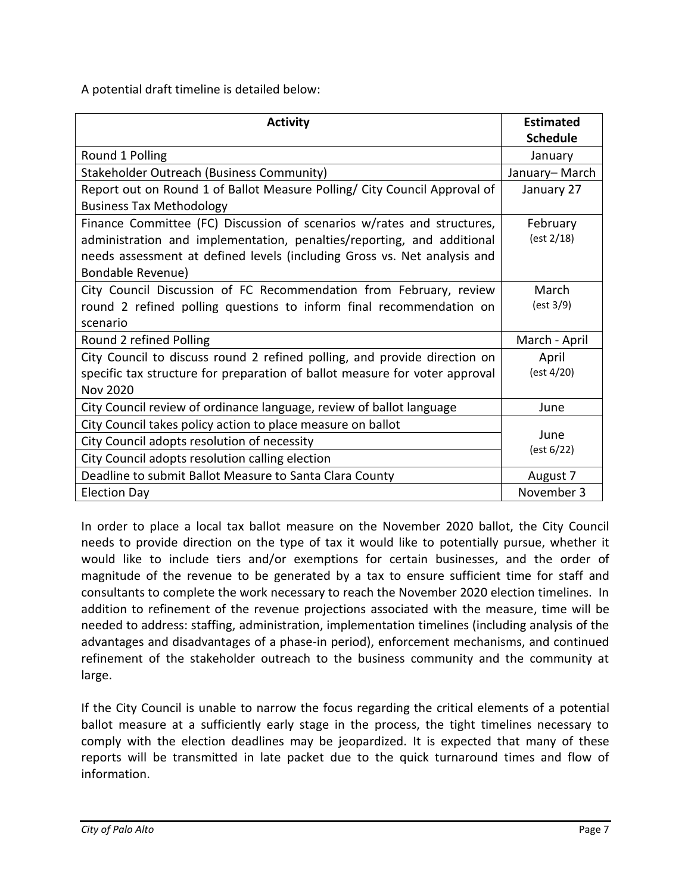A potential draft timeline is detailed below:

| Activity | Estimated Schedule |
|---|---|
| Round 1 Polling | January |
| Stakeholder Outreach (Business Community) | January– March |
| Report out on Round 1 of Ballot Measure Polling/ City Council Approval of Business Tax Methodology | January 27 |
| Finance Committee (FC) Discussion of scenarios w/rates and structures, administration and implementation, penalties/reporting, and additional needs assessment at defined levels (including Gross vs. Net analysis and Bondable Revenue) | February (est 2/18) |
| City Council Discussion of FC Recommendation from February, review round 2 refined polling questions to inform final recommendation on scenario | March (est 3/9) |
| Round 2 refined Polling | March - April |
| City Council to discuss round 2 refined polling, and provide direction on specific tax structure for preparation of ballot measure for voter approval Nov 2020 | April (est 4/20) |
| City Council review of ordinance language, review of ballot language | June |
| City Council takes policy action to place measure on ballot | June (est 6/22) |
| City Council adopts resolution of necessity | |
| City Council adopts resolution calling election | |
| Deadline to submit Ballot Measure to Santa Clara County | August 7 |
| Election Day | November 3 |

In order to place a local tax ballot measure on the November 2020 ballot, the City Council needs to provide direction on the type of tax it would like to potentially pursue, whether it would like to include tiers and/or exemptions for certain businesses, and the order of magnitude of the revenue to be generated by a tax to ensure sufficient time for staff and consultants to complete the work necessary to reach the November 2020 election timelines. In addition to refinement of the revenue projections associated with the measure, time will be needed to address: staffing, administration, implementation timelines (including analysis of the advantages and disadvantages of a phase-in period), enforcement mechanisms, and continued refinement of the stakeholder outreach to the business community and the community at large.

If the City Council is unable to narrow the focus regarding the critical elements of a potential ballot measure at a sufficiently early stage in the process, the tight timelines necessary to comply with the election deadlines may be jeopardized. It is expected that many of these reports will be transmitted in late packet due to the quick turnaround times and flow of information.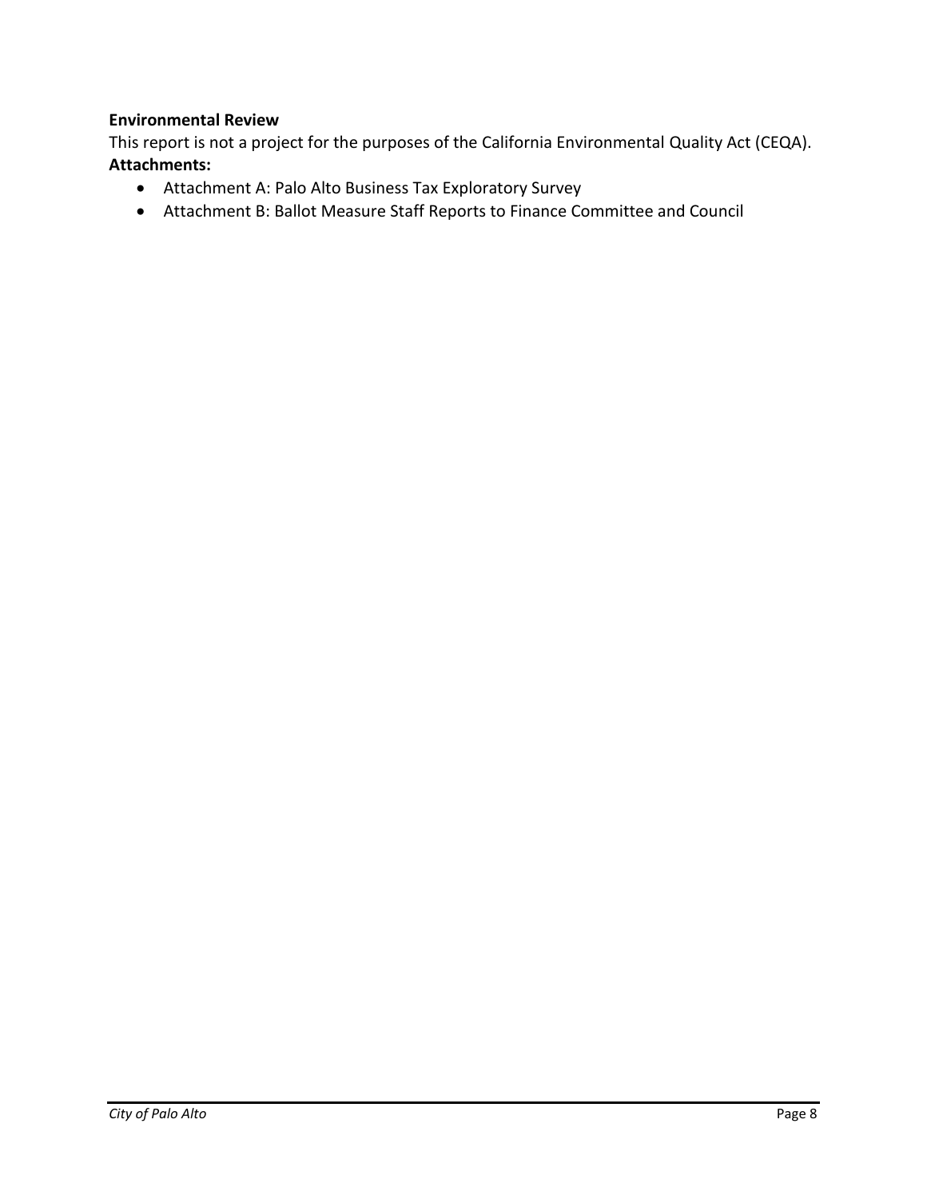**Environmental Review**

This report is not a project for the purposes of the California Environmental Quality Act (CEQA).

**Attachments:**

- Attachment A: Palo Alto Business Tax Exploratory Survey
- Attachment B: Ballot Measure Staff Reports to Finance Committee and Council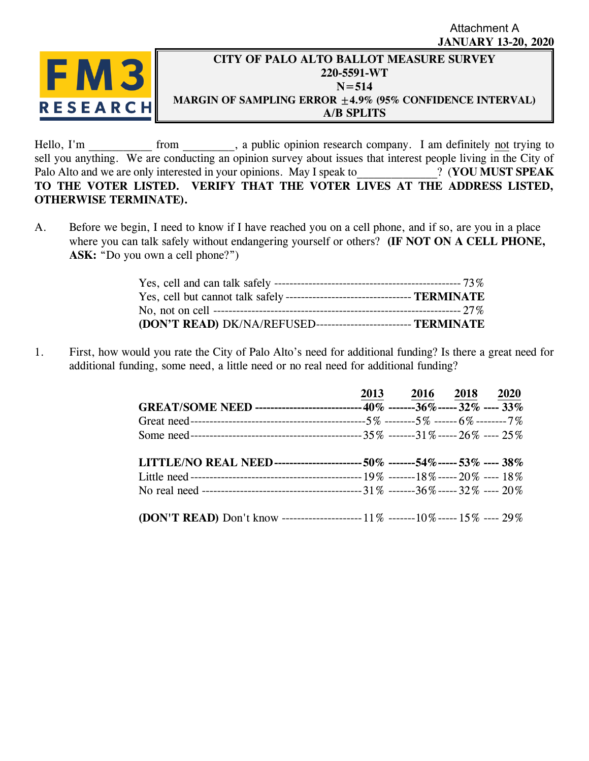Attachment A
**JANUARY 13-20, 2020**

FM3 RESEARCH

**CITY OF PALO ALTO BALLOT MEASURE SURVEY**
**220-5591-WT**
**N=514**
**MARGIN OF SAMPLING ERROR ±4.9% (95% CONFIDENCE INTERVAL)**
**A/B SPLITS**

Hello, I'm __________ from ________, a public opinion research company. I am definitely not trying to sell you anything. We are conducting an opinion survey about issues that interest people living in the City of Palo Alto and we are only interested in your opinions. May I speak to_____________? (**YOU MUST SPEAK TO THE VOTER LISTED. VERIFY THAT THE VOTER LIVES AT THE ADDRESS LISTED, OTHERWISE TERMINATE).**

A. Before we begin, I need to know if I have reached you on a cell phone, and if so, are you in a place where you can talk safely without endangering yourself or others? **(IF NOT ON A CELL PHONE, ASK:** "Do you own a cell phone?")

| Response | |
|---|---|
| Yes, cell and can talk safely | 73% |
| Yes, cell but cannot talk safely | **TERMINATE** |
| No, not on cell | 27% |
| **(DON'T READ)** DK/NA/REFUSED | **TERMINATE** |

1. First, how would you rate the City of Palo Alto's need for additional funding? Is there a great need for additional funding, some need, a little need or no real need for additional funding?

| | 2013 | 2016 | 2018 | 2020 |
|---|---|---|---|---|
| **GREAT/SOME NEED** | **40%** | **36%** | **32%** | **33%** |
| Great need | 5% | 5% | 6% | 7% |
| Some need | 35% | 31% | 26% | 25% |
| **LITTLE/NO REAL NEED** | **50%** | **54%** | **53%** | **38%** |
| Little need | 19% | 18% | 20% | 18% |
| No real need | 31% | 36% | 32% | 20% |
| **(DON'T READ)** Don't know | 11% | 10% | 15% | 29% |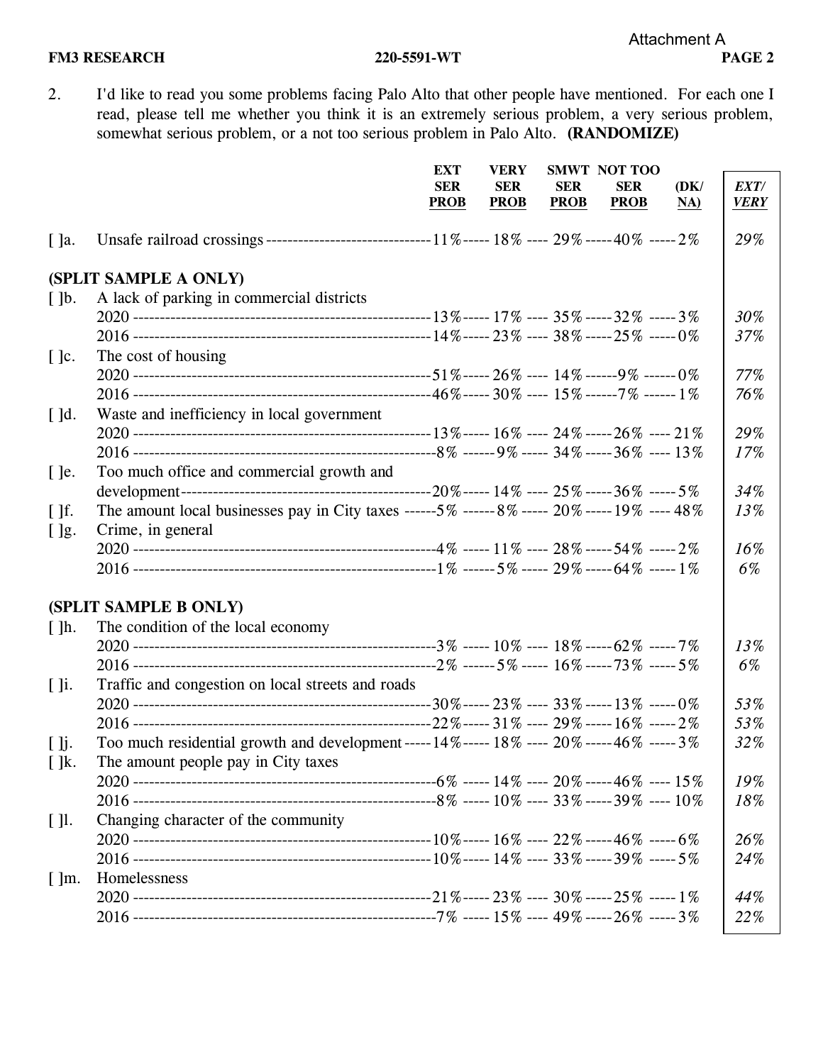Attachment A

2. I'd like to read you some problems facing Palo Alto that other people have mentioned. For each one I read, please tell me whether you think it is an extremely serious problem, a very serious problem, somewhat serious problem, or a not too serious problem in Palo Alto. **(RANDOMIZE)**

| | | EXT SER PROB | VERY SER PROB | SMWT SER PROB | NOT TOO SER PROB | (DK/ NA) | *EXT/ VERY* |
|---|---|---|---|---|---|---|---|
| [ ]a. | Unsafe railroad crossings | 11% | 18% | 29% | 40% | 2% | *29%* |
| **(SPLIT SAMPLE A ONLY)** | | | | | | | |
| [ ]b. | A lack of parking in commercial districts | | | | | | |
| | 2020 | 13% | 17% | 35% | 32% | 3% | *30%* |
| | 2016 | 14% | 23% | 38% | 25% | 0% | *37%* |
| [ ]c. | The cost of housing | | | | | | |
| | 2020 | 51% | 26% | 14% | 9% | 0% | *77%* |
| | 2016 | 46% | 30% | 15% | 7% | 1% | *76%* |
| [ ]d. | Waste and inefficiency in local government | | | | | | |
| | 2020 | 13% | 16% | 24% | 26% | 21% | *29%* |
| | 2016 | 8% | 9% | 34% | 36% | 13% | *17%* |
| [ ]e. | Too much office and commercial growth and development | 20% | 14% | 25% | 36% | 5% | *34%* |
| [ ]f. | The amount local businesses pay in City taxes | 5% | 8% | 20% | 19% | 48% | *13%* |
| [ ]g. | Crime, in general | | | | | | |
| | 2020 | 4% | 11% | 28% | 54% | 2% | *16%* |
| | 2016 | 1% | 5% | 29% | 64% | 1% | *6%* |
| **(SPLIT SAMPLE B ONLY)** | | | | | | | |
| [ ]h. | The condition of the local economy | | | | | | |
| | 2020 | 3% | 10% | 18% | 62% | 7% | *13%* |
| | 2016 | 2% | 5% | 16% | 73% | 5% | *6%* |
| [ ]i. | Traffic and congestion on local streets and roads | | | | | | |
| | 2020 | 30% | 23% | 33% | 13% | 0% | *53%* |
| | 2016 | 22% | 31% | 29% | 16% | 2% | *53%* |
| [ ]j. | Too much residential growth and development | 14% | 18% | 20% | 46% | 3% | *32%* |
| [ ]k. | The amount people pay in City taxes | | | | | | |
| | 2020 | 6% | 14% | 20% | 46% | 15% | *19%* |
| | 2016 | 8% | 10% | 33% | 39% | 10% | *18%* |
| [ ]l. | Changing character of the community | | | | | | |
| | 2020 | 10% | 16% | 22% | 46% | 6% | *26%* |
| | 2016 | 10% | 14% | 33% | 39% | 5% | *24%* |
| [ ]m. | Homelessness | | | | | | |
| | 2020 | 21% | 23% | 30% | 25% | 1% | *44%* |
| | 2016 | 7% | 15% | 49% | 26% | 3% | *22%* |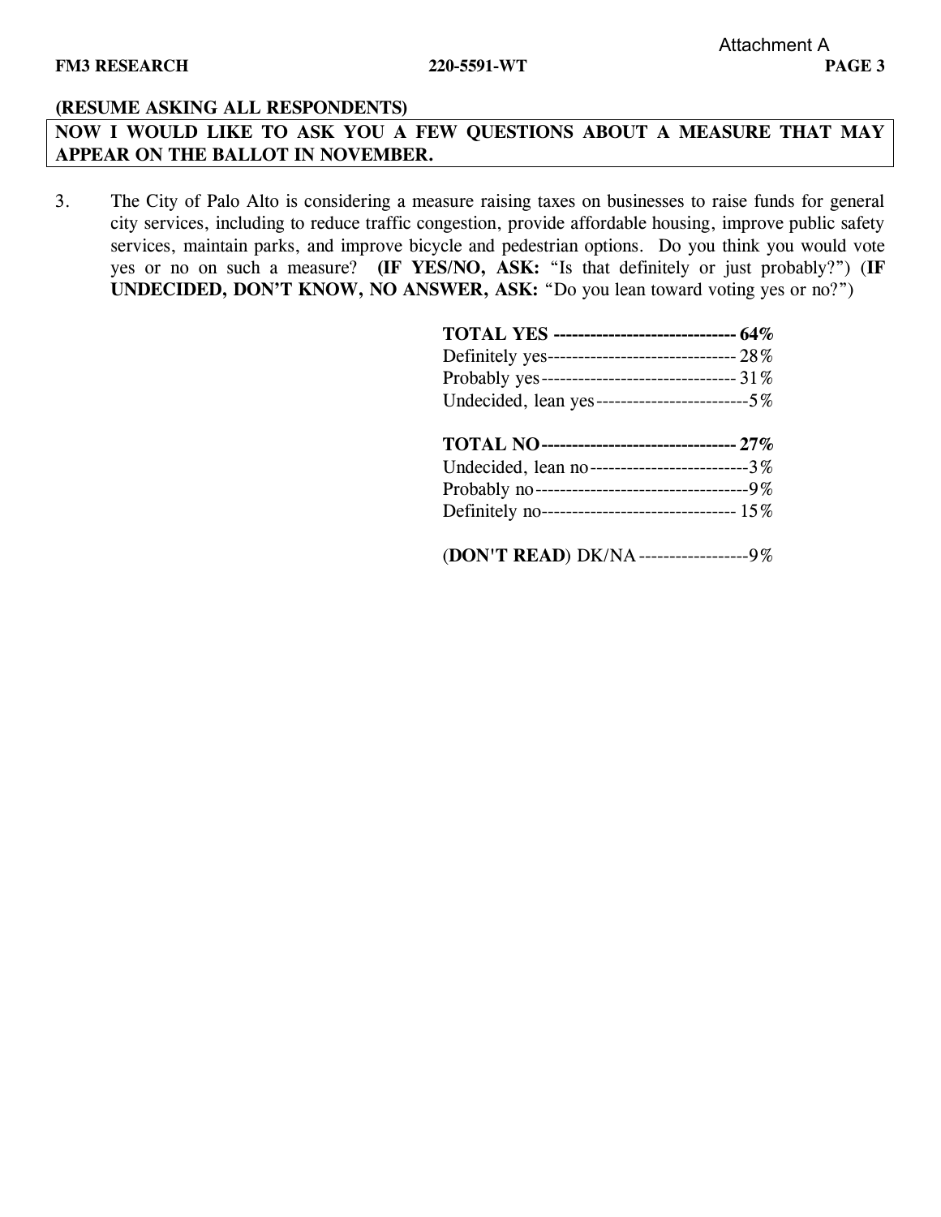**(RESUME ASKING ALL RESPONDENTS)**

**NOW I WOULD LIKE TO ASK YOU A FEW QUESTIONS ABOUT A MEASURE THAT MAY APPEAR ON THE BALLOT IN NOVEMBER.**

3. The City of Palo Alto is considering a measure raising taxes on businesses to raise funds for general city services, including to reduce traffic congestion, provide affordable housing, improve public safety services, maintain parks, and improve bicycle and pedestrian options. Do you think you would vote yes or no on such a measure? **(IF YES/NO, ASK:** "Is that definitely or just probably?") (**IF UNDECIDED, DON'T KNOW, NO ANSWER, ASK:** "Do you lean toward voting yes or no?")

| | |
|---|---|
| **TOTAL YES** | **64%** |
| Definitely yes | 28% |
| Probably yes | 31% |
| Undecided, lean yes | 5% |
| | |
| **TOTAL NO** | **27%** |
| Undecided, lean no | 3% |
| Probably no | 9% |
| Definitely no | 15% |
| | |
| (**DON'T READ**) DK/NA | 9% |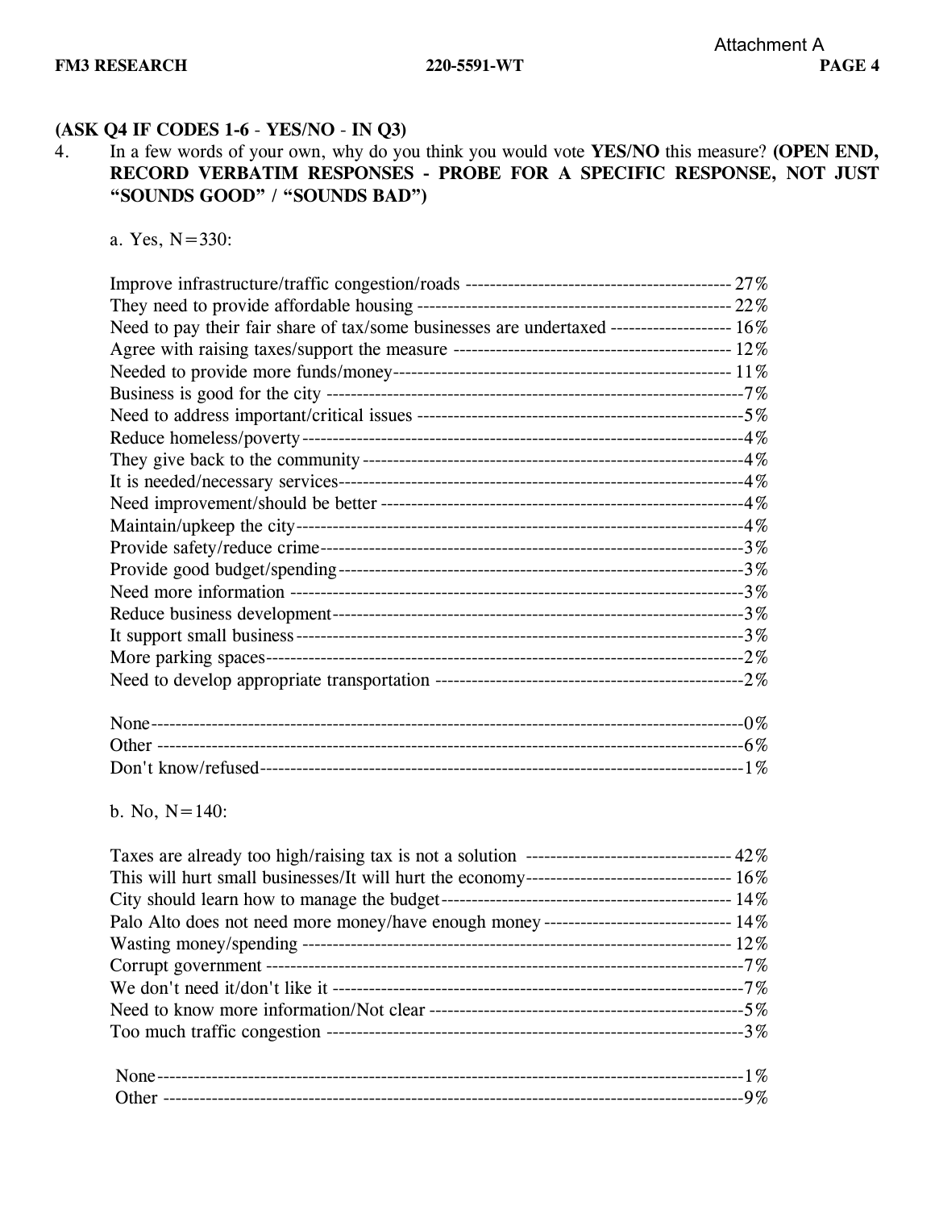**(ASK Q4 IF CODES 1-6 - YES/NO - IN Q3)**

4. In a few words of your own, why do you think you would vote **YES/NO** this measure? **(OPEN END, RECORD VERBATIM RESPONSES - PROBE FOR A SPECIFIC RESPONSE, NOT JUST "SOUNDS GOOD" / "SOUNDS BAD")**

a. Yes, N=330:

| Response | % |
|---|---|
| Improve infrastructure/traffic congestion/roads | 27% |
| They need to provide affordable housing | 22% |
| Need to pay their fair share of tax/some businesses are undertaxed | 16% |
| Agree with raising taxes/support the measure | 12% |
| Needed to provide more funds/money | 11% |
| Business is good for the city | 7% |
| Need to address important/critical issues | 5% |
| Reduce homeless/poverty | 4% |
| They give back to the community | 4% |
| It is needed/necessary services | 4% |
| Need improvement/should be better | 4% |
| Maintain/upkeep the city | 4% |
| Provide safety/reduce crime | 3% |
| Provide good budget/spending | 3% |
| Need more information | 3% |
| Reduce business development | 3% |
| It support small business | 3% |
| More parking spaces | 2% |
| Need to develop appropriate transportation | 2% |
| | |
| None | 0% |
| Other | 6% |
| Don't know/refused | 1% |

b. No, N=140:

| Response | % |
|---|---|
| Taxes are already too high/raising tax is not a solution | 42% |
| This will hurt small businesses/It will hurt the economy | 16% |
| City should learn how to manage the budget | 14% |
| Palo Alto does not need more money/have enough money | 14% |
| Wasting money/spending | 12% |
| Corrupt government | 7% |
| We don't need it/don't like it | 7% |
| Need to know more information/Not clear | 5% |
| Too much traffic congestion | 3% |
| | |
| None | 1% |
| Other | 9% |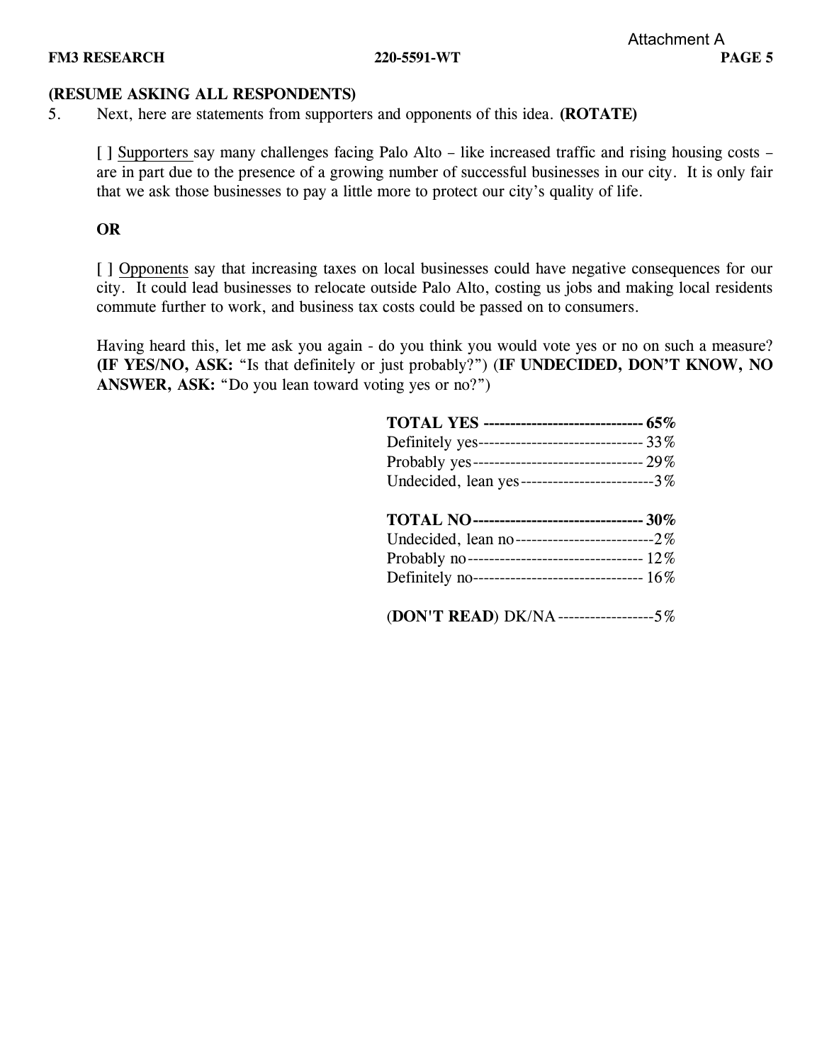**(RESUME ASKING ALL RESPONDENTS)**

5. Next, here are statements from supporters and opponents of this idea. **(ROTATE)**

   [ ] Supporters say many challenges facing Palo Alto – like increased traffic and rising housing costs – are in part due to the presence of a growing number of successful businesses in our city. It is only fair that we ask those businesses to pay a little more to protect our city's quality of life.

   **OR**

   [ ] Opponents say that increasing taxes on local businesses could have negative consequences for our city. It could lead businesses to relocate outside Palo Alto, costing us jobs and making local residents commute further to work, and business tax costs could be passed on to consumers.

   Having heard this, let me ask you again - do you think you would vote yes or no on such a measure? **(IF YES/NO, ASK:** "Is that definitely or just probably?") (**IF UNDECIDED, DON'T KNOW, NO ANSWER, ASK:** "Do you lean toward voting yes or no?")

| | |
|---|---|
| **TOTAL YES** | **65%** |
| Definitely yes | 33% |
| Probably yes | 29% |
| Undecided, lean yes | 3% |
| **TOTAL NO** | **30%** |
| Undecided, lean no | 2% |
| Probably no | 12% |
| Definitely no | 16% |
| (**DON'T READ**) DK/NA | 5% |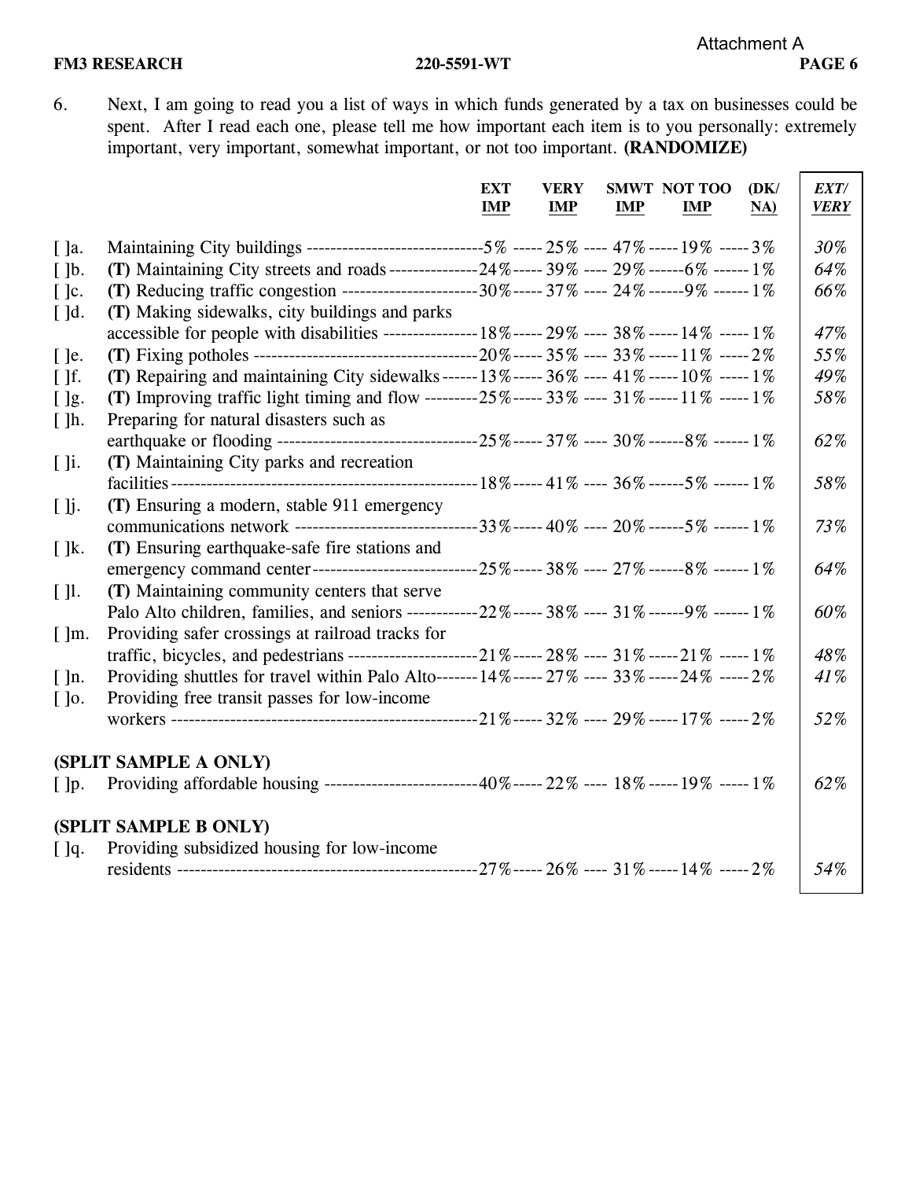Attachment A

6. Next, I am going to read you a list of ways in which funds generated by a tax on businesses could be spent. After I read each one, please tell me how important each item is to you personally: extremely important, very important, somewhat important, or not too important. **(RANDOMIZE)**

| | | EXT IMP | VERY IMP | SMWT IMP | NOT TOO IMP | (DK/ NA) | *EXT/ VERY* |
|---|---|---|---|---|---|---|---|
| [ ]a. | Maintaining City buildings | 5% | 25% | 47% | 19% | 3% | *30%* |
| [ ]b. | **(T)** Maintaining City streets and roads | 24% | 39% | 29% | 6% | 1% | *64%* |
| [ ]c. | **(T)** Reducing traffic congestion | 30% | 37% | 24% | 9% | 1% | *66%* |
| [ ]d. | **(T)** Making sidewalks, city buildings and parks accessible for people with disabilities | 18% | 29% | 38% | 14% | 1% | *47%* |
| [ ]e. | **(T)** Fixing potholes | 20% | 35% | 33% | 11% | 2% | *55%* |
| [ ]f. | **(T)** Repairing and maintaining City sidewalks | 13% | 36% | 41% | 10% | 1% | *49%* |
| [ ]g. | **(T)** Improving traffic light timing and flow | 25% | 33% | 31% | 11% | 1% | *58%* |
| [ ]h. | Preparing for natural disasters such as earthquake or flooding | 25% | 37% | 30% | 8% | 1% | *62%* |
| [ ]i. | **(T)** Maintaining City parks and recreation facilities | 18% | 41% | 36% | 5% | 1% | *58%* |
| [ ]j. | **(T)** Ensuring a modern, stable 911 emergency communications network | 33% | 40% | 20% | 5% | 1% | *73%* |
| [ ]k. | **(T)** Ensuring earthquake-safe fire stations and emergency command center | 25% | 38% | 27% | 8% | 1% | *64%* |
| [ ]l. | **(T)** Maintaining community centers that serve Palo Alto children, families, and seniors | 22% | 38% | 31% | 9% | 1% | *60%* |
| [ ]m. | Providing safer crossings at railroad tracks for traffic, bicycles, and pedestrians | 21% | 28% | 31% | 21% | 1% | *48%* |
| [ ]n. | Providing shuttles for travel within Palo Alto | 14% | 27% | 33% | 24% | 2% | *41%* |
| [ ]o. | Providing free transit passes for low-income workers | 21% | 32% | 29% | 17% | 2% | *52%* |
| | **(SPLIT SAMPLE A ONLY)** | | | | | | |
| [ ]p. | Providing affordable housing | 40% | 22% | 18% | 19% | 1% | *62%* |
| | **(SPLIT SAMPLE B ONLY)** | | | | | | |
| [ ]q. | Providing subsidized housing for low-income residents | 27% | 26% | 31% | 14% | 2% | *54%* |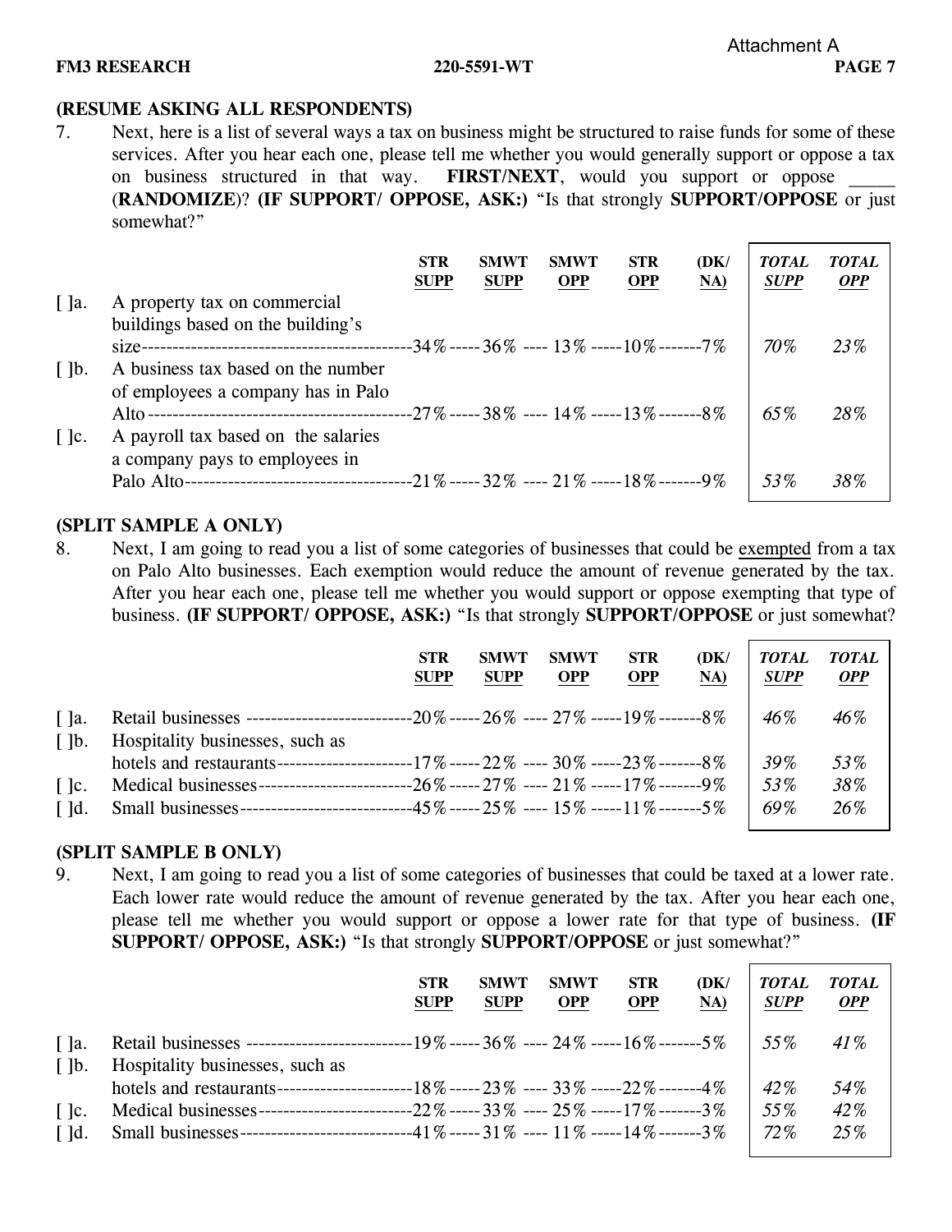Attachment A

**(RESUME ASKING ALL RESPONDENTS)**

7. Next, here is a list of several ways a tax on business might be structured to raise funds for some of these services. After you hear each one, please tell me whether you would generally support or oppose a tax on business structured in that way. **FIRST/NEXT**, would you support or oppose _____ (**RANDOMIZE**)? **(IF SUPPORT/ OPPOSE, ASK:)** "Is that strongly **SUPPORT/OPPOSE** or just somewhat?"

| | | STR SUPP | SMWT SUPP | SMWT OPP | STR OPP | (DK/ NA) | *TOTAL SUPP* | *TOTAL OPP* |
|---|---|---|---|---|---|---|---|---|
| [ ]a. | A property tax on commercial buildings based on the building's size | 34% | 36% | 13% | 10% | 7% | *70%* | *23%* |
| [ ]b. | A business tax based on the number of employees a company has in Palo Alto | 27% | 38% | 14% | 13% | 8% | *65%* | *28%* |
| [ ]c. | A payroll tax based on the salaries a company pays to employees in Palo Alto | 21% | 32% | 21% | 18% | 9% | *53%* | *38%* |

**(SPLIT SAMPLE A ONLY)**

8. Next, I am going to read you a list of some categories of businesses that could be exempted from a tax on Palo Alto businesses. Each exemption would reduce the amount of revenue generated by the tax. After you hear each one, please tell me whether you would support or oppose exempting that type of business. **(IF SUPPORT/ OPPOSE, ASK:)** "Is that strongly **SUPPORT/OPPOSE** or just somewhat?

| | | STR SUPP | SMWT SUPP | SMWT OPP | STR OPP | (DK/ NA) | *TOTAL SUPP* | *TOTAL OPP* |
|---|---|---|---|---|---|---|---|---|
| [ ]a. | Retail businesses | 20% | 26% | 27% | 19% | 8% | *46%* | *46%* |
| [ ]b. | Hospitality businesses, such as hotels and restaurants | 17% | 22% | 30% | 23% | 8% | *39%* | *53%* |
| [ ]c. | Medical businesses | 26% | 27% | 21% | 17% | 9% | *53%* | *38%* |
| [ ]d. | Small businesses | 45% | 25% | 15% | 11% | 5% | *69%* | *26%* |

**(SPLIT SAMPLE B ONLY)**

9. Next, I am going to read you a list of some categories of businesses that could be taxed at a lower rate. Each lower rate would reduce the amount of revenue generated by the tax. After you hear each one, please tell me whether you would support or oppose a lower rate for that type of business. **(IF SUPPORT/ OPPOSE, ASK:)** "Is that strongly **SUPPORT/OPPOSE** or just somewhat?"

| | | STR SUPP | SMWT SUPP | SMWT OPP | STR OPP | (DK/ NA) | *TOTAL SUPP* | *TOTAL OPP* |
|---|---|---|---|---|---|---|---|---|
| [ ]a. | Retail businesses | 19% | 36% | 24% | 16% | 5% | *55%* | *41%* |
| [ ]b. | Hospitality businesses, such as hotels and restaurants | 18% | 23% | 33% | 22% | 4% | *42%* | *54%* |
| [ ]c. | Medical businesses | 22% | 33% | 25% | 17% | 3% | *55%* | *42%* |
| [ ]d. | Small businesses | 41% | 31% | 11% | 14% | 3% | *72%* | *25%* |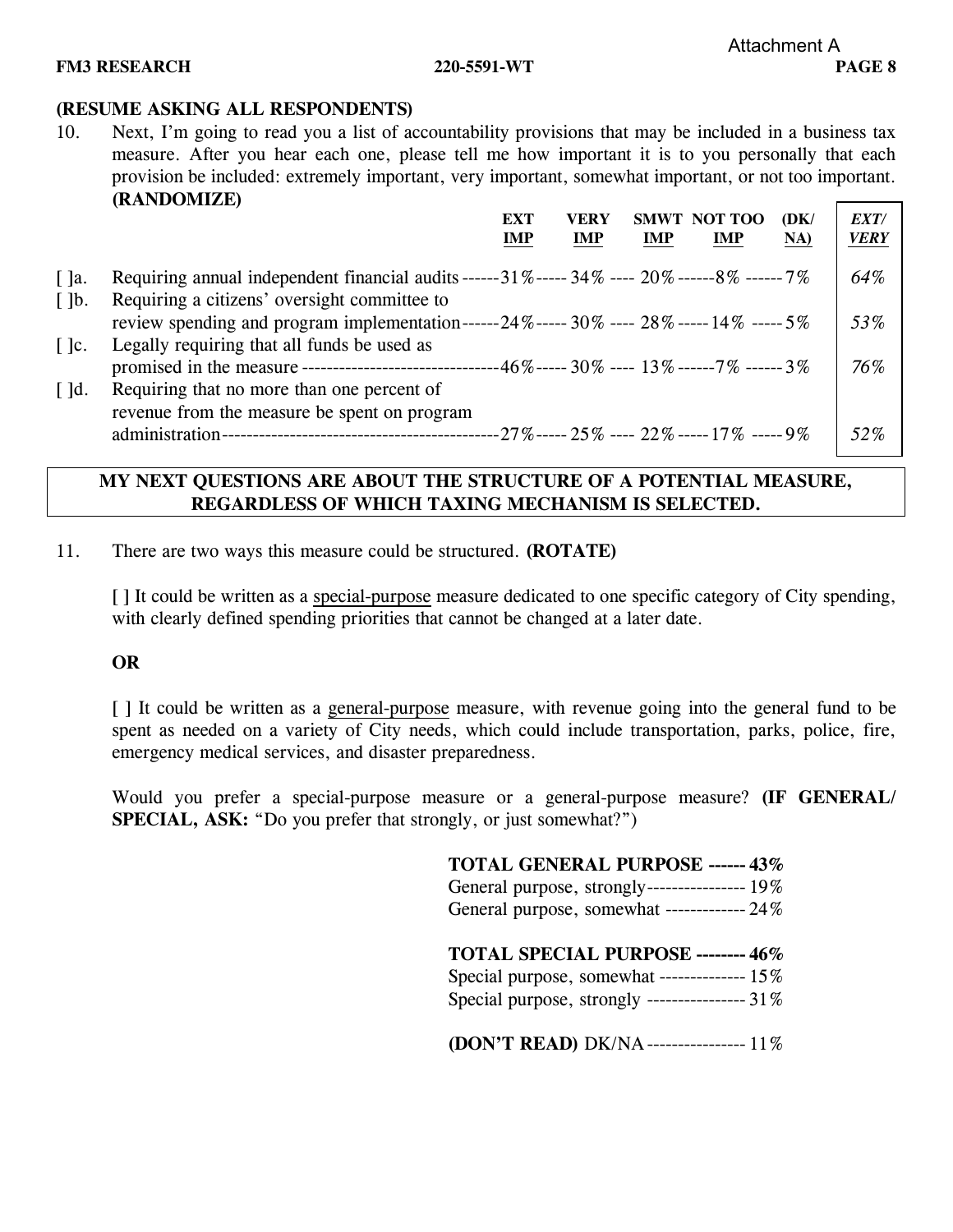**(RESUME ASKING ALL RESPONDENTS)**

10. Next, I'm going to read you a list of accountability provisions that may be included in a business tax measure. After you hear each one, please tell me how important it is to you personally that each provision be included: extremely important, very important, somewhat important, or not too important. **(RANDOMIZE)**

| | | EXT IMP | VERY IMP | SMWT IMP | NOT TOO IMP | (DK/ NA) | *EXT/ VERY* |
|---|---|---|---|---|---|---|---|
| [ ]a. | Requiring annual independent financial audits | 31% | 34% | 20% | 8% | 7% | *64%* |
| [ ]b. | Requiring a citizens' oversight committee to review spending and program implementation | 24% | 30% | 28% | 14% | 5% | *53%* |
| [ ]c. | Legally requiring that all funds be used as promised in the measure | 46% | 30% | 13% | 7% | 3% | *76%* |
| [ ]d. | Requiring that no more than one percent of revenue from the measure be spent on program administration | 27% | 25% | 22% | 17% | 9% | *52%* |

**MY NEXT QUESTIONS ARE ABOUT THE STRUCTURE OF A POTENTIAL MEASURE, REGARDLESS OF WHICH TAXING MECHANISM IS SELECTED.**

11. There are two ways this measure could be structured. **(ROTATE)**

[ ] It could be written as a special-purpose measure dedicated to one specific category of City spending, with clearly defined spending priorities that cannot be changed at a later date.

**OR**

[ ] It could be written as a general-purpose measure, with revenue going into the general fund to be spent as needed on a variety of City needs, which could include transportation, parks, police, fire, emergency medical services, and disaster preparedness.

Would you prefer a special-purpose measure or a general-purpose measure? **(IF GENERAL/ SPECIAL, ASK:** "Do you prefer that strongly, or just somewhat?")

| | |
|---|---|
| **TOTAL GENERAL PURPOSE** | **43%** |
| General purpose, strongly | 19% |
| General purpose, somewhat | 24% |
| **TOTAL SPECIAL PURPOSE** | **46%** |
| Special purpose, somewhat | 15% |
| Special purpose, strongly | 31% |
| **(DON'T READ)** DK/NA | 11% |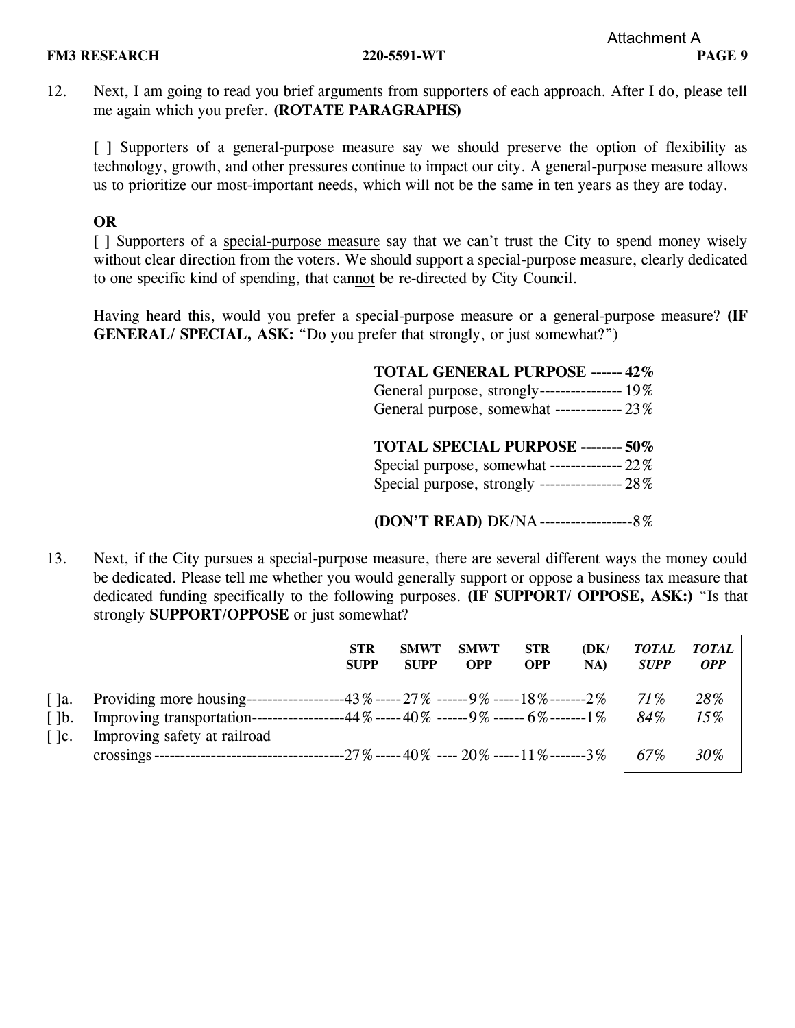12. Next, I am going to read you brief arguments from supporters of each approach. After I do, please tell me again which you prefer. **(ROTATE PARAGRAPHS)**

[ ] Supporters of a general-purpose measure say we should preserve the option of flexibility as technology, growth, and other pressures continue to impact our city. A general-purpose measure allows us to prioritize our most-important needs, which will not be the same in ten years as they are today.

**OR**

[ ] Supporters of a special-purpose measure say that we can't trust the City to spend money wisely without clear direction from the voters. We should support a special-purpose measure, clearly dedicated to one specific kind of spending, that cannot be re-directed by City Council.

Having heard this, would you prefer a special-purpose measure or a general-purpose measure? **(IF GENERAL/ SPECIAL, ASK:** "Do you prefer that strongly, or just somewhat?")

**TOTAL GENERAL PURPOSE ------ 42%**
General purpose, strongly---------------- 19%
General purpose, somewhat ------------- 23%

**TOTAL SPECIAL PURPOSE -------- 50%**
Special purpose, somewhat -------------- 22%
Special purpose, strongly ---------------- 28%

**(DON'T READ)** DK/NA ------------------8%

13. Next, if the City pursues a special-purpose measure, there are several different ways the money could be dedicated. Please tell me whether you would generally support or oppose a business tax measure that dedicated funding specifically to the following purposes. **(IF SUPPORT/ OPPOSE, ASK:)** "Is that strongly **SUPPORT/OPPOSE** or just somewhat?

| | | STR SUPP | SMWT SUPP | SMWT OPP | STR OPP | (DK/ NA) | *TOTAL SUPP* | *TOTAL OPP* |
|---|---|---|---|---|---|---|---|---|
| [ ]a. | Providing more housing | 43% | 27% | 9% | 18% | 2% | *71%* | *28%* |
| [ ]b. | Improving transportation | 44% | 40% | 9% | 6% | 1% | *84%* | *15%* |
| [ ]c. | Improving safety at railroad crossings | 27% | 40% | 20% | 11% | 3% | *67%* | *30%* |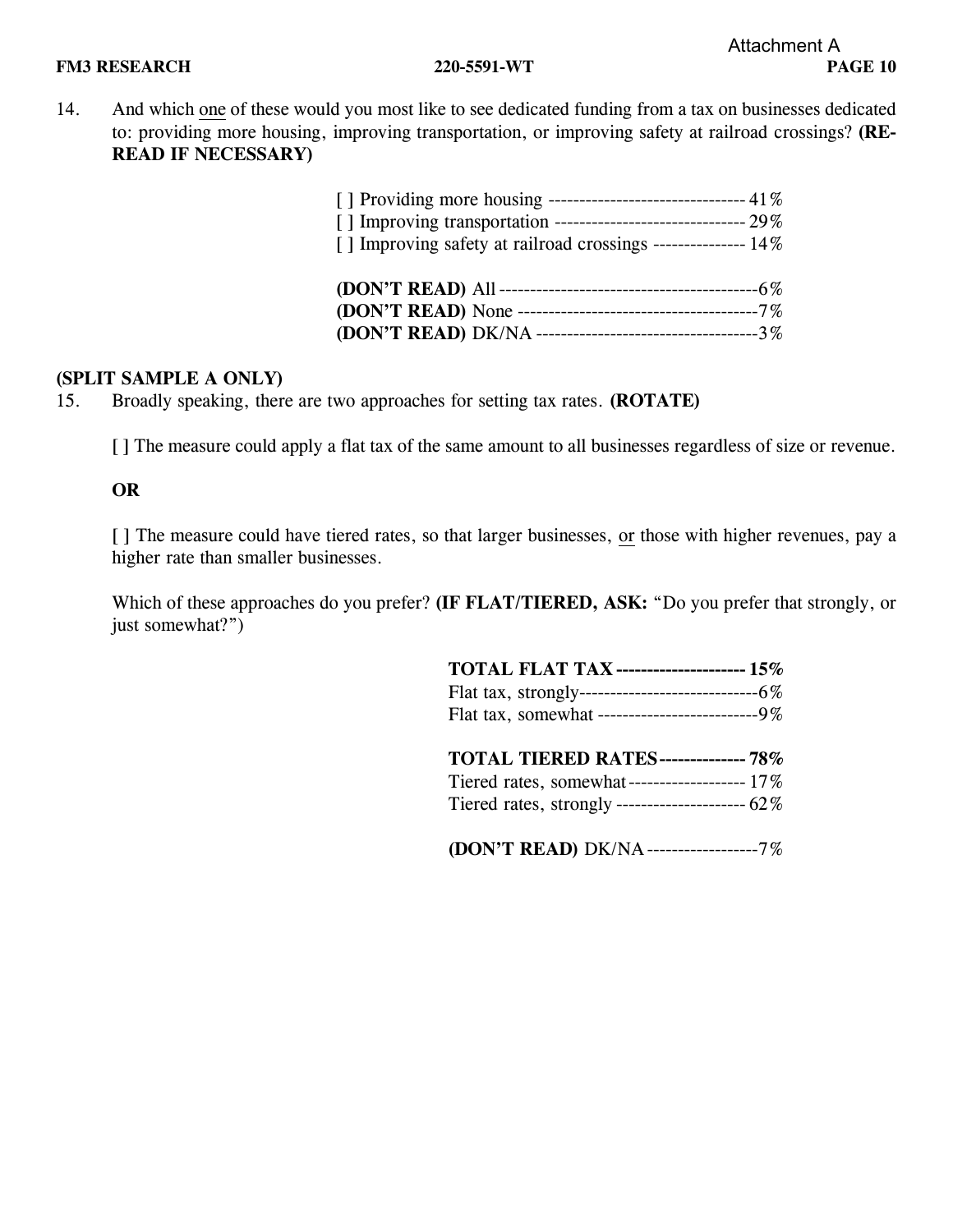14. And which one of these would you most like to see dedicated funding from a tax on businesses dedicated to: providing more housing, improving transportation, or improving safety at railroad crossings? **(RE-READ IF NECESSARY)**

| | |
|---|---|
| [ ] Providing more housing | 41% |
| [ ] Improving transportation | 29% |
| [ ] Improving safety at railroad crossings | 14% |
| **(DON'T READ)** All | 6% |
| **(DON'T READ)** None | 7% |
| **(DON'T READ)** DK/NA | 3% |

**(SPLIT SAMPLE A ONLY)**

15. Broadly speaking, there are two approaches for setting tax rates. **(ROTATE)**

[ ] The measure could apply a flat tax of the same amount to all businesses regardless of size or revenue.

**OR**

[ ] The measure could have tiered rates, so that larger businesses, or those with higher revenues, pay a higher rate than smaller businesses.

Which of these approaches do you prefer? **(IF FLAT/TIERED, ASK:** "Do you prefer that strongly, or just somewhat?")

| | |
|---|---|
| **TOTAL FLAT TAX** | **15%** |
| Flat tax, strongly | 6% |
| Flat tax, somewhat | 9% |
| **TOTAL TIERED RATES** | **78%** |
| Tiered rates, somewhat | 17% |
| Tiered rates, strongly | 62% |
| **(DON'T READ)** DK/NA | 7% |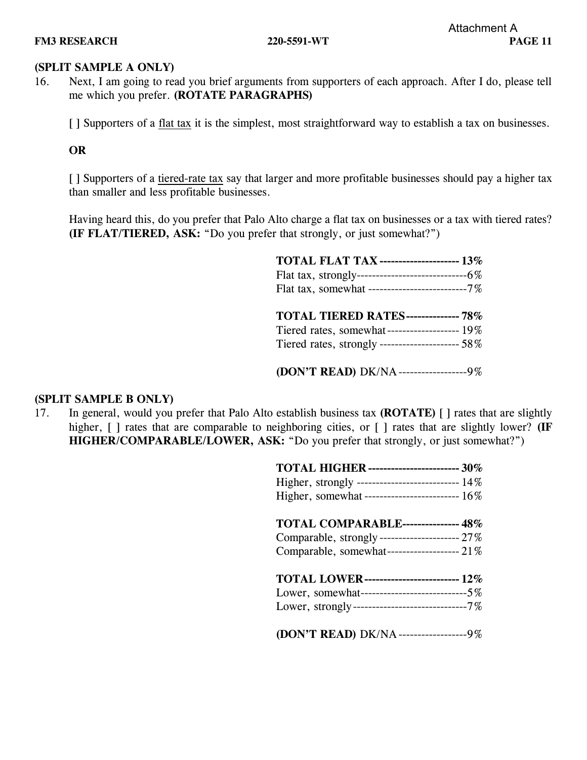**(SPLIT SAMPLE A ONLY)**

16. Next, I am going to read you brief arguments from supporters of each approach. After I do, please tell me which you prefer. **(ROTATE PARAGRAPHS)**

    [ ] Supporters of a flat tax it is the simplest, most straightforward way to establish a tax on businesses.

    **OR**

    [ ] Supporters of a tiered-rate tax say that larger and more profitable businesses should pay a higher tax than smaller and less profitable businesses.

    Having heard this, do you prefer that Palo Alto charge a flat tax on businesses or a tax with tiered rates? **(IF FLAT/TIERED, ASK:** "Do you prefer that strongly, or just somewhat?")

| | |
|---|---|
| **TOTAL FLAT TAX** | **13%** |
| Flat tax, strongly | 6% |
| Flat tax, somewhat | 7% |
| | |
| **TOTAL TIERED RATES** | **78%** |
| Tiered rates, somewhat | 19% |
| Tiered rates, strongly | 58% |
| | |
| **(DON'T READ)** DK/NA | 9% |

**(SPLIT SAMPLE B ONLY)**

17. In general, would you prefer that Palo Alto establish business tax **(ROTATE)** [ ] rates that are slightly higher, [ ] rates that are comparable to neighboring cities, or [ ] rates that are slightly lower? **(IF HIGHER/COMPARABLE/LOWER, ASK:** "Do you prefer that strongly, or just somewhat?")

| | |
|---|---|
| **TOTAL HIGHER** | **30%** |
| Higher, strongly | 14% |
| Higher, somewhat | 16% |
| | |
| **TOTAL COMPARABLE** | **48%** |
| Comparable, strongly | 27% |
| Comparable, somewhat | 21% |
| | |
| **TOTAL LOWER** | **12%** |
| Lower, somewhat | 5% |
| Lower, strongly | 7% |
| | |
| **(DON'T READ)** DK/NA | 9% |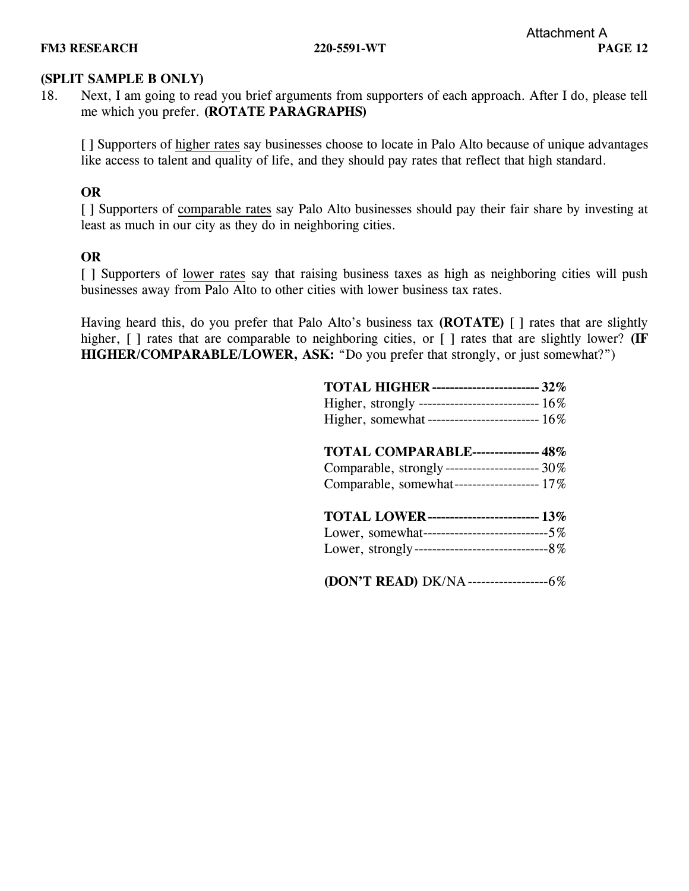**(SPLIT SAMPLE B ONLY)**

18. Next, I am going to read you brief arguments from supporters of each approach. After I do, please tell me which you prefer. **(ROTATE PARAGRAPHS)**

    [ ] Supporters of higher rates say businesses choose to locate in Palo Alto because of unique advantages like access to talent and quality of life, and they should pay rates that reflect that high standard.

    **OR**

    [ ] Supporters of comparable rates say Palo Alto businesses should pay their fair share by investing at least as much in our city as they do in neighboring cities.

    **OR**

    [ ] Supporters of lower rates say that raising business taxes as high as neighboring cities will push businesses away from Palo Alto to other cities with lower business tax rates.

    Having heard this, do you prefer that Palo Alto's business tax **(ROTATE)** [ ] rates that are slightly higher, [ ] rates that are comparable to neighboring cities, or [ ] rates that are slightly lower? **(IF HIGHER/COMPARABLE/LOWER, ASK:** "Do you prefer that strongly, or just somewhat?")

| Response | % |
|---|---|
| **TOTAL HIGHER** | **32%** |
| Higher, strongly | 16% |
| Higher, somewhat | 16% |
| **TOTAL COMPARABLE** | **48%** |
| Comparable, strongly | 30% |
| Comparable, somewhat | 17% |
| **TOTAL LOWER** | **13%** |
| Lower, somewhat | 5% |
| Lower, strongly | 8% |
| **(DON'T READ)** DK/NA | 6% |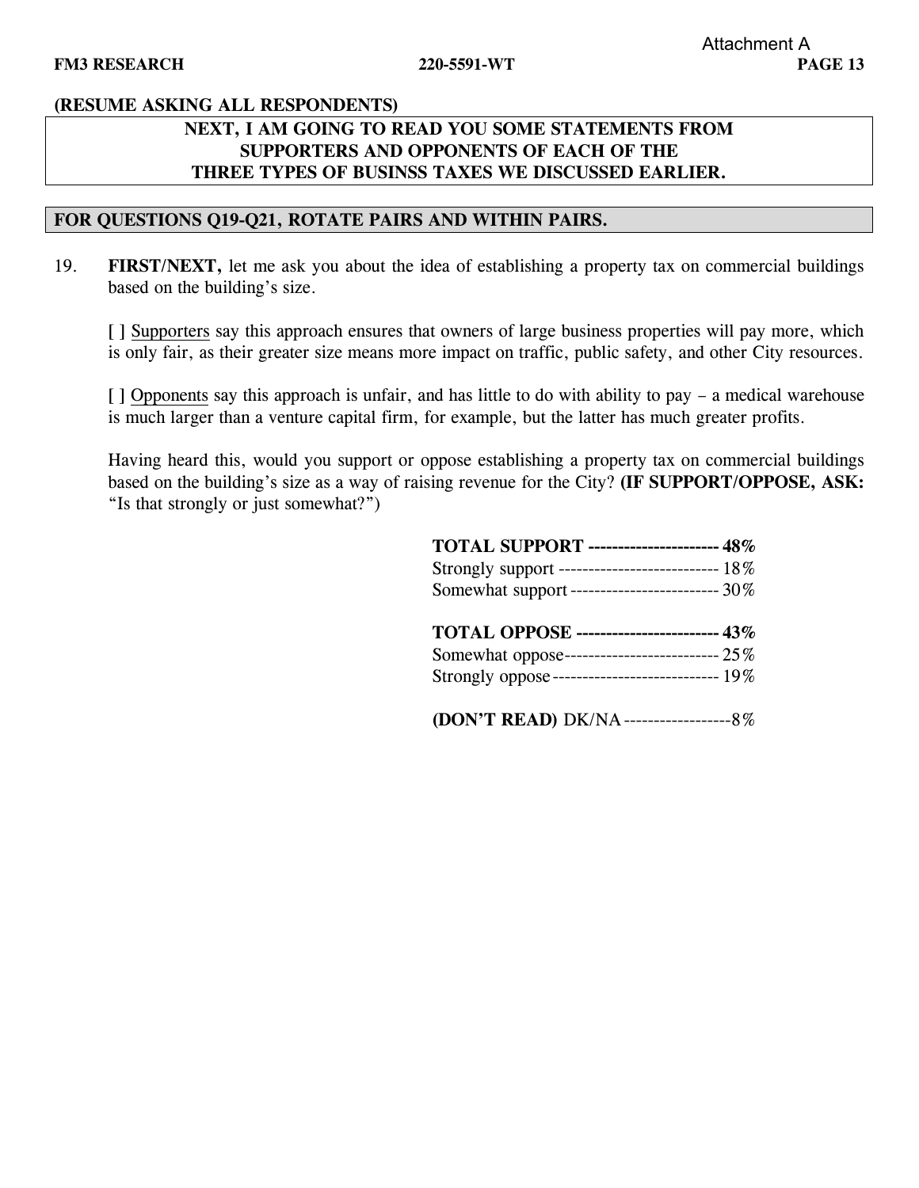**(RESUME ASKING ALL RESPONDENTS)**

**NEXT, I AM GOING TO READ YOU SOME STATEMENTS FROM SUPPORTERS AND OPPONENTS OF EACH OF THE THREE TYPES OF BUSINSS TAXES WE DISCUSSED EARLIER.**

**FOR QUESTIONS Q19-Q21, ROTATE PAIRS AND WITHIN PAIRS.**

19. **FIRST/NEXT,** let me ask you about the idea of establishing a property tax on commercial buildings based on the building's size.

    [ ] Supporters say this approach ensures that owners of large business properties will pay more, which is only fair, as their greater size means more impact on traffic, public safety, and other City resources.

    [ ] Opponents say this approach is unfair, and has little to do with ability to pay – a medical warehouse is much larger than a venture capital firm, for example, but the latter has much greater profits.

    Having heard this, would you support or oppose establishing a property tax on commercial buildings based on the building's size as a way of raising revenue for the City? **(IF SUPPORT/OPPOSE, ASK:** "Is that strongly or just somewhat?")

| | |
|---|---|
| **TOTAL SUPPORT** | **48%** |
| Strongly support | 18% |
| Somewhat support | 30% |
| **TOTAL OPPOSE** | **43%** |
| Somewhat oppose | 25% |
| Strongly oppose | 19% |
| **(DON'T READ)** DK/NA | 8% |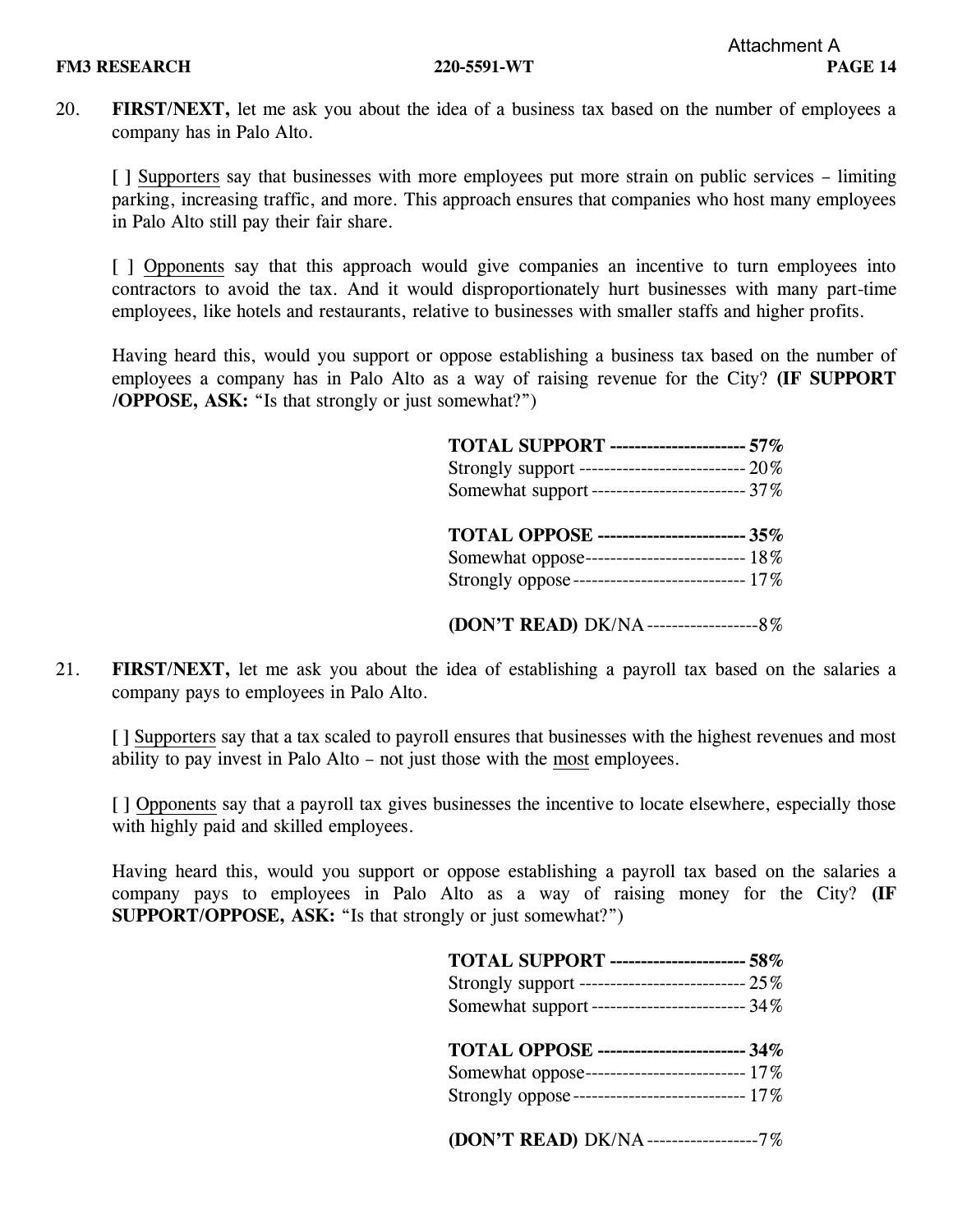20. **FIRST/NEXT,** let me ask you about the idea of a business tax based on the number of employees a company has in Palo Alto.

    [ ] Supporters say that businesses with more employees put more strain on public services – limiting parking, increasing traffic, and more. This approach ensures that companies who host many employees in Palo Alto still pay their fair share.

    [ ] Opponents say that this approach would give companies an incentive to turn employees into contractors to avoid the tax. And it would disproportionately hurt businesses with many part-time employees, like hotels and restaurants, relative to businesses with smaller staffs and higher profits.

    Having heard this, would you support or oppose establishing a business tax based on the number of employees a company has in Palo Alto as a way of raising revenue for the City? **(IF SUPPORT /OPPOSE, ASK:** "Is that strongly or just somewhat?")

| | |
|---|---|
| **TOTAL SUPPORT** | **57%** |
| Strongly support | 20% |
| Somewhat support | 37% |
| **TOTAL OPPOSE** | **35%** |
| Somewhat oppose | 18% |
| Strongly oppose | 17% |
| **(DON'T READ)** DK/NA | 8% |

21. **FIRST/NEXT,** let me ask you about the idea of establishing a payroll tax based on the salaries a company pays to employees in Palo Alto.

    [ ] Supporters say that a tax scaled to payroll ensures that businesses with the highest revenues and most ability to pay invest in Palo Alto – not just those with the most employees.

    [ ] Opponents say that a payroll tax gives businesses the incentive to locate elsewhere, especially those with highly paid and skilled employees.

    Having heard this, would you support or oppose establishing a payroll tax based on the salaries a company pays to employees in Palo Alto as a way of raising money for the City? **(IF SUPPORT/OPPOSE, ASK:** "Is that strongly or just somewhat?")

| | |
|---|---|
| **TOTAL SUPPORT** | **58%** |
| Strongly support | 25% |
| Somewhat support | 34% |
| **TOTAL OPPOSE** | **34%** |
| Somewhat oppose | 17% |
| Strongly oppose | 17% |
| **(DON'T READ)** DK/NA | 7% |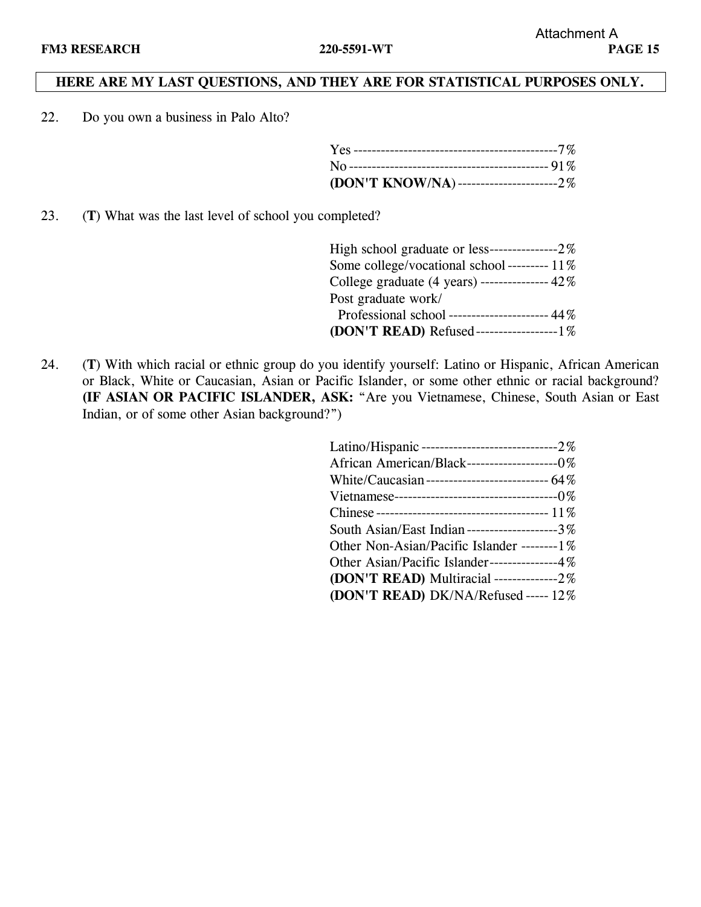**HERE ARE MY LAST QUESTIONS, AND THEY ARE FOR STATISTICAL PURPOSES ONLY.**

22. Do you own a business in Palo Alto?

| | |
|---|---|
| Yes | 7% |
| No | 91% |
| **(DON'T KNOW/NA)** | 2% |

23. (**T**) What was the last level of school you completed?

| | |
|---|---|
| High school graduate or less | 2% |
| Some college/vocational school | 11% |
| College graduate (4 years) | 42% |
| Post graduate work/ Professional school | 44% |
| **(DON'T READ)** Refused | 1% |

24. (**T**) With which racial or ethnic group do you identify yourself: Latino or Hispanic, African American or Black, White or Caucasian, Asian or Pacific Islander, or some other ethnic or racial background? **(IF ASIAN OR PACIFIC ISLANDER, ASK:** "Are you Vietnamese, Chinese, South Asian or East Indian, or of some other Asian background?")

| | |
|---|---|
| Latino/Hispanic | 2% |
| African American/Black | 0% |
| White/Caucasian | 64% |
| Vietnamese | 0% |
| Chinese | 11% |
| South Asian/East Indian | 3% |
| Other Non-Asian/Pacific Islander | 1% |
| Other Asian/Pacific Islander | 4% |
| **(DON'T READ)** Multiracial | 2% |
| **(DON'T READ)** DK/NA/Refused | 12% |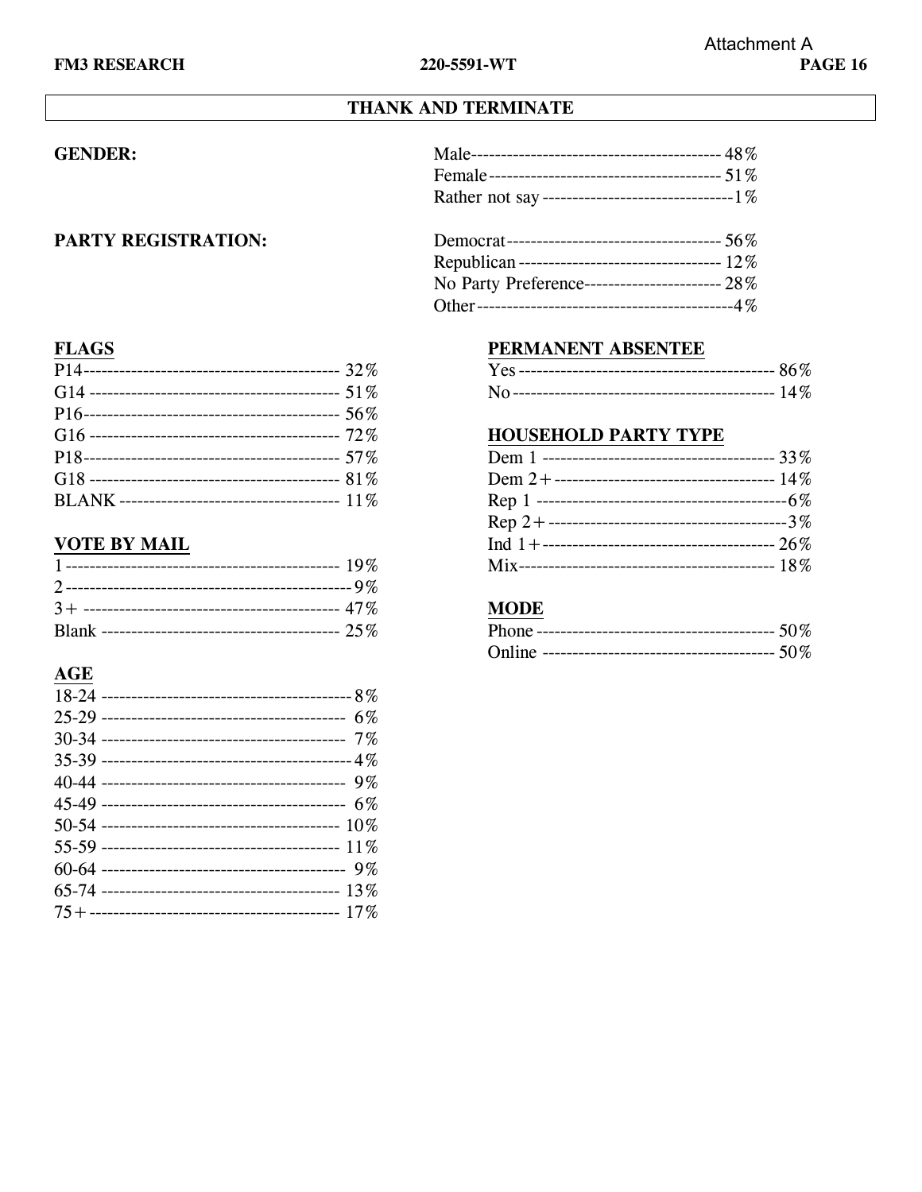Attachment A

**THANK AND TERMINATE**

**GENDER:**

| | |
|---|---|
| Male | 48% |
| Female | 51% |
| Rather not say | 1% |

**PARTY REGISTRATION:**

| | |
|---|---|
| Democrat | 56% |
| Republican | 12% |
| No Party Preference | 28% |
| Other | 4% |

**FLAGS**

| | |
|---|---|
| P14 | 32% |
| G14 | 51% |
| P16 | 56% |
| G16 | 72% |
| P18 | 57% |
| G18 | 81% |
| BLANK | 11% |

**VOTE BY MAIL**

| | |
|---|---|
| 1 | 19% |
| 2 | 9% |
| 3+ | 47% |
| Blank | 25% |

**AGE**

| | |
|---|---|
| 18-24 | 8% |
| 25-29 | 6% |
| 30-34 | 7% |
| 35-39 | 4% |
| 40-44 | 9% |
| 45-49 | 6% |
| 50-54 | 10% |
| 55-59 | 11% |
| 60-64 | 9% |
| 65-74 | 13% |
| 75+ | 17% |

**PERMANENT ABSENTEE**

| | |
|---|---|
| Yes | 86% |
| No | 14% |

**HOUSEHOLD PARTY TYPE**

| | |
|---|---|
| Dem 1 | 33% |
| Dem 2+ | 14% |
| Rep 1 | 6% |
| Rep 2+ | 3% |
| Ind 1+ | 26% |
| Mix | 18% |

**MODE**

| | |
|---|---|
| Phone | 50% |
| Online | 50% |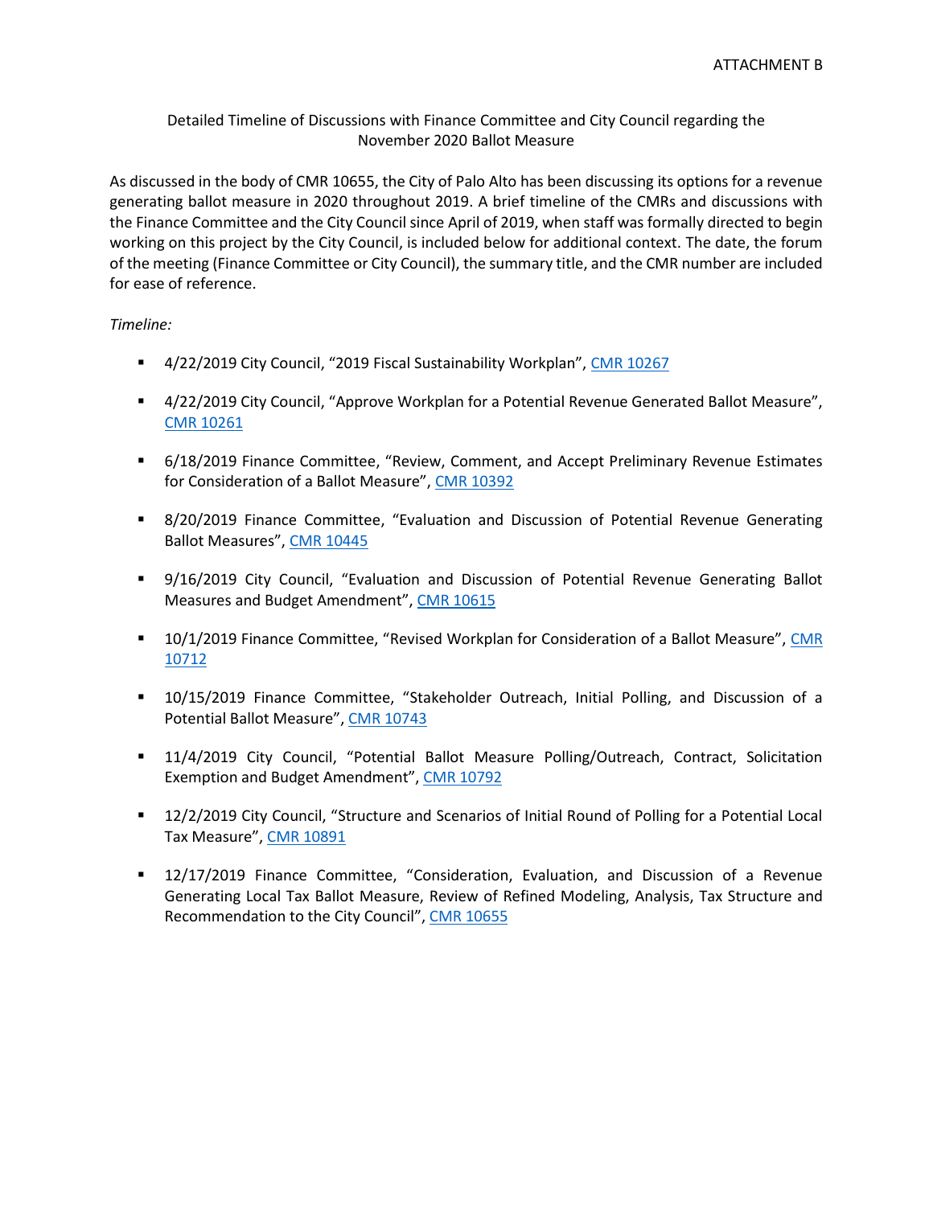ATTACHMENT B

Detailed Timeline of Discussions with Finance Committee and City Council regarding the November 2020 Ballot Measure

As discussed in the body of CMR 10655, the City of Palo Alto has been discussing its options for a revenue generating ballot measure in 2020 throughout 2019. A brief timeline of the CMRs and discussions with the Finance Committee and the City Council since April of 2019, when staff was formally directed to begin working on this project by the City Council, is included below for additional context. The date, the forum of the meeting (Finance Committee or City Council), the summary title, and the CMR number are included for ease of reference.

*Timeline:*

- 4/22/2019 City Council, "2019 Fiscal Sustainability Workplan", CMR 10267
- 4/22/2019 City Council, "Approve Workplan for a Potential Revenue Generated Ballot Measure", CMR 10261
- 6/18/2019 Finance Committee, "Review, Comment, and Accept Preliminary Revenue Estimates for Consideration of a Ballot Measure", CMR 10392
- 8/20/2019 Finance Committee, "Evaluation and Discussion of Potential Revenue Generating Ballot Measures", CMR 10445
- 9/16/2019 City Council, "Evaluation and Discussion of Potential Revenue Generating Ballot Measures and Budget Amendment", CMR 10615
- 10/1/2019 Finance Committee, "Revised Workplan for Consideration of a Ballot Measure", CMR 10712
- 10/15/2019 Finance Committee, "Stakeholder Outreach, Initial Polling, and Discussion of a Potential Ballot Measure", CMR 10743
- 11/4/2019 City Council, "Potential Ballot Measure Polling/Outreach, Contract, Solicitation Exemption and Budget Amendment", CMR 10792
- 12/2/2019 City Council, "Structure and Scenarios of Initial Round of Polling for a Potential Local Tax Measure", CMR 10891
- 12/17/2019 Finance Committee, "Consideration, Evaluation, and Discussion of a Revenue Generating Local Tax Ballot Measure, Review of Refined Modeling, Analysis, Tax Structure and Recommendation to the City Council", CMR 10655